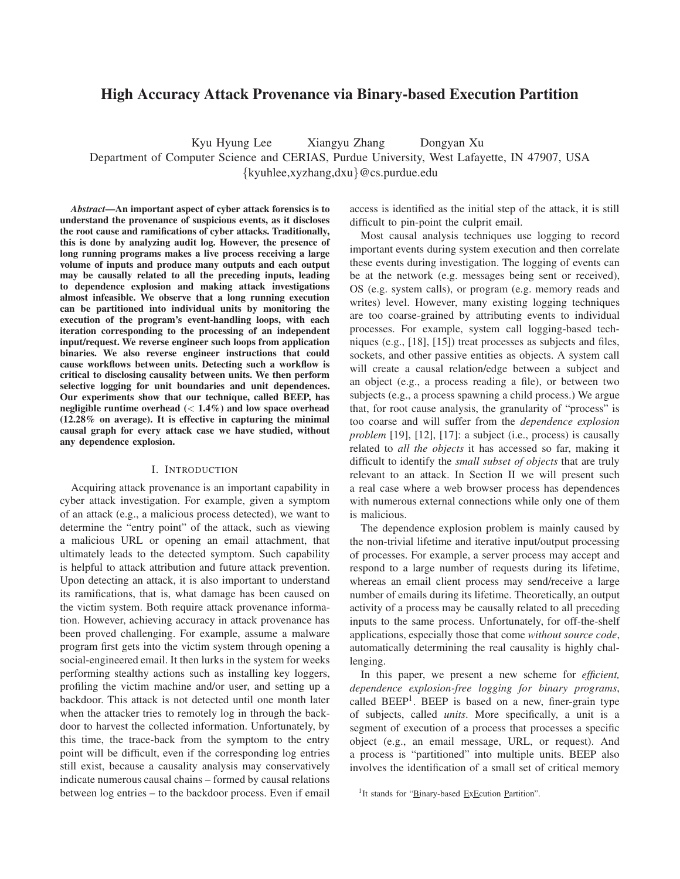# High Accuracy Attack Provenance via Binary-based Execution Partition

Kyu Hyung Lee Xiangyu Zhang Dongyan Xu

Department of Computer Science and CERIAS, Purdue University, West Lafayette, IN 47907, USA

{kyuhlee,xyzhang,dxu}@cs.purdue.edu

***Abstract*—An important aspect of cyber attack forensics is to understand the provenance of suspicious events, as it discloses the root cause and ramifications of cyber attacks. Traditionally, this is done by analyzing audit log. However, the presence of long running programs makes a live process receiving a large volume of inputs and produce many outputs and each output may be causally related to all the preceding inputs, leading to dependence explosion and making attack investigations almost infeasible. We observe that a long running execution can be partitioned into individual units by monitoring the execution of the program's event-handling loops, with each iteration corresponding to the processing of an independent input/request. We reverse engineer such loops from application binaries. We also reverse engineer instructions that could cause workflows between units. Detecting such a workflow is critical to disclosing causality between units. We then perform selective logging for unit boundaries and unit dependences. Our experiments show that our technique, called BEEP, has negligible runtime overhead ($<$ 1.4%) and low space overhead (12.28% on average). It is effective in capturing the minimal causal graph for every attack case we have studied, without any dependence explosion.**

## I. Introduction

Acquiring attack provenance is an important capability in cyber attack investigation. For example, given a symptom of an attack (e.g., a malicious process detected), we want to determine the "entry point" of the attack, such as viewing a malicious URL or opening an email attachment, that ultimately leads to the detected symptom. Such capability is helpful to attack attribution and future attack prevention. Upon detecting an attack, it is also important to understand its ramifications, that is, what damage has been caused on the victim system. Both require attack provenance information. However, achieving accuracy in attack provenance has been proved challenging. For example, assume a malware program first gets into the victim system through opening a social-engineered email. It then lurks in the system for weeks performing stealthy actions such as installing key loggers, profiling the victim machine and/or user, and setting up a backdoor. This attack is not detected until one month later when the attacker tries to remotely log in through the backdoor to harvest the collected information. Unfortunately, by this time, the trace-back from the symptom to the entry point will be difficult, even if the corresponding log entries still exist, because a causality analysis may conservatively indicate numerous causal chains – formed by causal relations between log entries – to the backdoor process. Even if email access is identified as the initial step of the attack, it is still difficult to pin-point the culprit email.

Most causal analysis techniques use logging to record important events during system execution and then correlate these events during investigation. The logging of events can be at the network (e.g. messages being sent or received), OS (e.g. system calls), or program (e.g. memory reads and writes) level. However, many existing logging techniques are too coarse-grained by attributing events to individual processes. For example, system call logging-based techniques (e.g., [18], [15]) treat processes as subjects and files, sockets, and other passive entities as objects. A system call will create a causal relation/edge between a subject and an object (e.g., a process reading a file), or between two subjects (e.g., a process spawning a child process.) We argue that, for root cause analysis, the granularity of "process" is too coarse and will suffer from the *dependence explosion problem* [19], [12], [17]: a subject (i.e., process) is causally related to *all the objects* it has accessed so far, making it difficult to identify the *small subset of objects* that are truly relevant to an attack. In Section II we will present such a real case where a web browser process has dependences with numerous external connections while only one of them is malicious.

The dependence explosion problem is mainly caused by the non-trivial lifetime and iterative input/output processing of processes. For example, a server process may accept and respond to a large number of requests during its lifetime, whereas an email client process may send/receive a large number of emails during its lifetime. Theoretically, an output activity of a process may be causally related to all preceding inputs to the same process. Unfortunately, for off-the-shelf applications, especially those that come *without source code*, automatically determining the real causality is highly challenging.

In this paper, we present a new scheme for *efficient, dependence explosion-free logging for binary programs*, called BEEP[1]. BEEP is based on a new, finer-grain type of subjects, called *units*. More specifically, a unit is a segment of execution of a process that processes a specific object (e.g., an email message, URL, or request). And a process is "partitioned" into multiple units. BEEP also involves the identification of a small set of critical memory

[1]It stands for "Binary-based ExEcution Partition".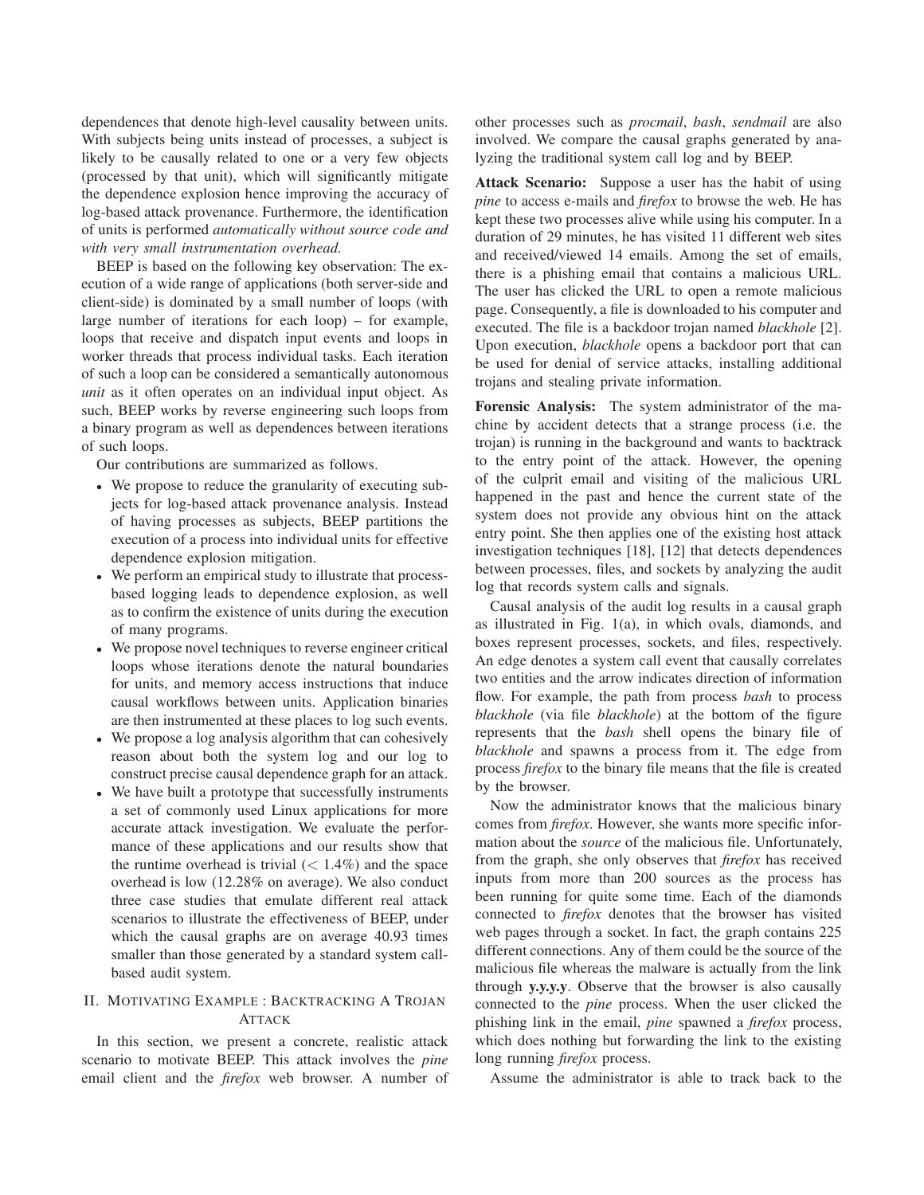dependences that denote high-level causality between units. With subjects being units instead of processes, a subject is likely to be causally related to one or a very few objects (processed by that unit), which will significantly mitigate the dependence explosion hence improving the accuracy of log-based attack provenance. Furthermore, the identification of units is performed *automatically without source code and with very small instrumentation overhead.*

BEEP is based on the following key observation: The execution of a wide range of applications (both server-side and client-side) is dominated by a small number of loops (with large number of iterations for each loop) – for example, loops that receive and dispatch input events and loops in worker threads that process individual tasks. Each iteration of such a loop can be considered a semantically autonomous *unit* as it often operates on an individual input object. As such, BEEP works by reverse engineering such loops from a binary program as well as dependences between iterations of such loops.

Our contributions are summarized as follows.

- We propose to reduce the granularity of executing subjects for log-based attack provenance analysis. Instead of having processes as subjects, BEEP partitions the execution of a process into individual units for effective dependence explosion mitigation.
- We perform an empirical study to illustrate that process-based logging leads to dependence explosion, as well as to confirm the existence of units during the execution of many programs.
- We propose novel techniques to reverse engineer critical loops whose iterations denote the natural boundaries for units, and memory access instructions that induce causal workflows between units. Application binaries are then instrumented at these places to log such events.
- We propose a log analysis algorithm that can cohesively reason about both the system log and our log to construct precise causal dependence graph for an attack.
- We have built a prototype that successfully instruments a set of commonly used Linux applications for more accurate attack investigation. We evaluate the performance of these applications and our results show that the runtime overhead is trivial ($< 1.4\%$) and the space overhead is low (12.28% on average). We also conduct three case studies that emulate different real attack scenarios to illustrate the effectiveness of BEEP, under which the causal graphs are on average 40.93 times smaller than those generated by a standard system call-based audit system.

## II. Motivating Example : Backtracking A Trojan Attack

In this section, we present a concrete, realistic attack scenario to motivate BEEP. This attack involves the *pine* email client and the *firefox* web browser. A number of other processes such as *procmail*, *bash*, *sendmail* are also involved. We compare the causal graphs generated by analyzing the traditional system call log and by BEEP.

**Attack Scenario:** Suppose a user has the habit of using *pine* to access e-mails and *firefox* to browse the web. He has kept these two processes alive while using his computer. In a duration of 29 minutes, he has visited 11 different web sites and received/viewed 14 emails. Among the set of emails, there is a phishing email that contains a malicious URL. The user has clicked the URL to open a remote malicious page. Consequently, a file is downloaded to his computer and executed. The file is a backdoor trojan named *blackhole* [2]. Upon execution, *blackhole* opens a backdoor port that can be used for denial of service attacks, installing additional trojans and stealing private information.

**Forensic Analysis:** The system administrator of the machine by accident detects that a strange process (i.e. the trojan) is running in the background and wants to backtrack to the entry point of the attack. However, the opening of the culprit email and visiting of the malicious URL happened in the past and hence the current state of the system does not provide any obvious hint on the attack entry point. She then applies one of the existing host attack investigation techniques [18], [12] that detects dependences between processes, files, and sockets by analyzing the audit log that records system calls and signals.

Causal analysis of the audit log results in a causal graph as illustrated in Fig. 1(a), in which ovals, diamonds, and boxes represent processes, sockets, and files, respectively. An edge denotes a system call event that causally correlates two entities and the arrow indicates direction of information flow. For example, the path from process *bash* to process *blackhole* (via file *blackhole*) at the bottom of the figure represents that the *bash* shell opens the binary file of *blackhole* and spawns a process from it. The edge from process *firefox* to the binary file means that the file is created by the browser.

Now the administrator knows that the malicious binary comes from *firefox*. However, she wants more specific information about the *source* of the malicious file. Unfortunately, from the graph, she only observes that *firefox* has received inputs from more than 200 sources as the process has been running for quite some time. Each of the diamonds connected to *firefox* denotes that the browser has visited web pages through a socket. In fact, the graph contains 225 different connections. Any of them could be the source of the malicious file whereas the malware is actually from the link through **y.y.y.y**. Observe that the browser is also causally connected to the *pine* process. When the user clicked the phishing link in the email, *pine* spawned a *firefox* process, which does nothing but forwarding the link to the existing long running *firefox* process.

Assume the administrator is able to track back to the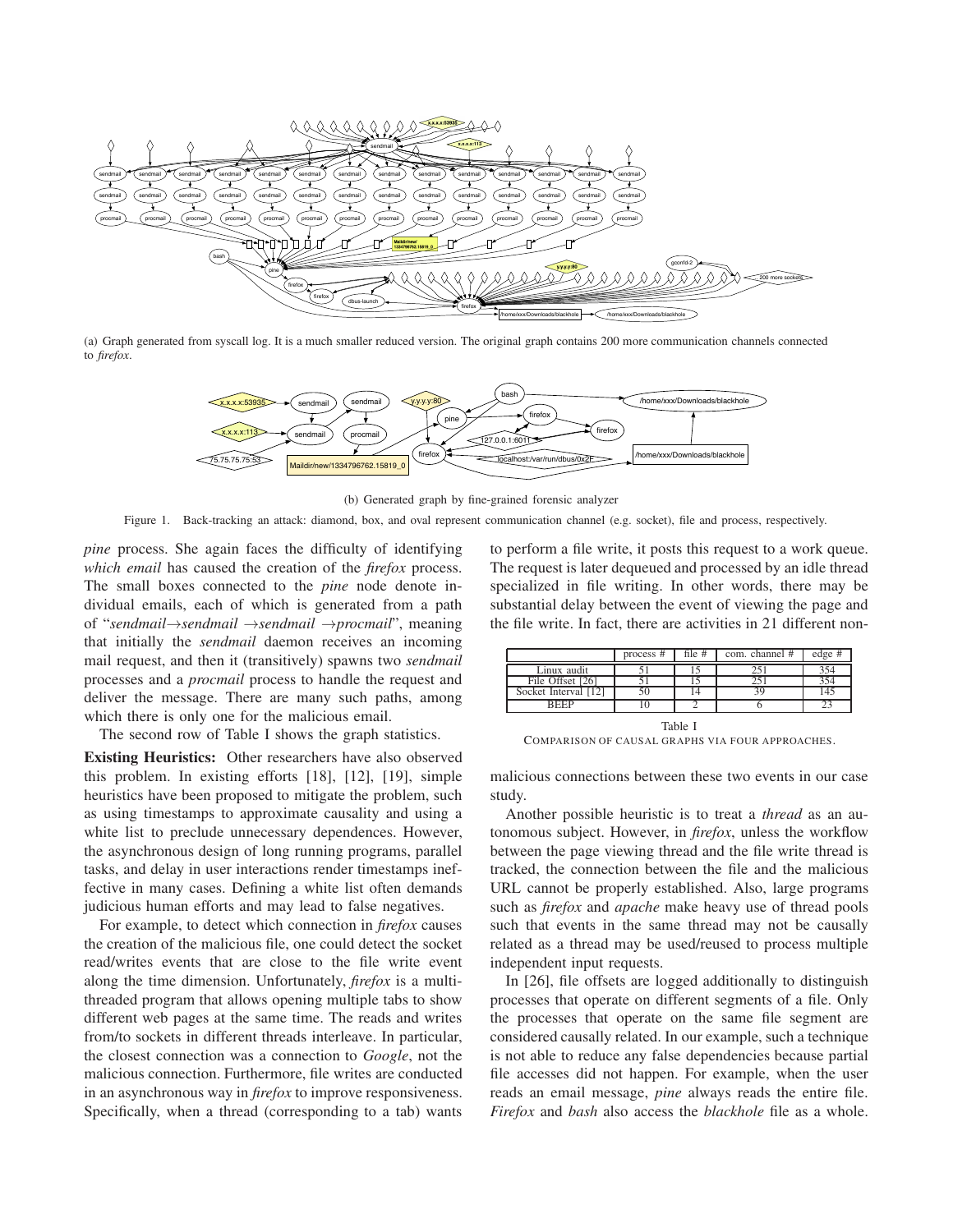(a) Graph generated from syscall log. It is a much smaller reduced version. The original graph contains 200 more communication channels connected to *firefox*.

(b) Generated graph by fine-grained forensic analyzer

Figure 1. Back-tracking an attack: diamond, box, and oval represent communication channel (e.g. socket), file and process, respectively.

*pine* process. She again faces the difficulty of identifying *which email* has caused the creation of the *firefox* process. The small boxes connected to the *pine* node denote individual emails, each of which is generated from a path of "*sendmail*→*sendmail* →*sendmail* →*procmail*", meaning that initially the *sendmail* daemon receives an incoming mail request, and then it (transitively) spawns two *sendmail* processes and a *procmail* process to handle the request and deliver the message. There are many such paths, among which there is only one for the malicious email.

The second row of Table I shows the graph statistics.

**Existing Heuristics:** Other researchers have also observed this problem. In existing efforts [18], [12], [19], simple heuristics have been proposed to mitigate the problem, such as using timestamps to approximate causality and using a white list to preclude unnecessary dependences. However, the asynchronous design of long running programs, parallel tasks, and delay in user interactions render timestamps ineffective in many cases. Defining a white list often demands judicious human efforts and may lead to false negatives.

For example, to detect which connection in *firefox* causes the creation of the malicious file, one could detect the socket read/writes events that are close to the file write event along the time dimension. Unfortunately, *firefox* is a multi-threaded program that allows opening multiple tabs to show different web pages at the same time. The reads and writes from/to sockets in different threads interleave. In particular, the closest connection was a connection to *Google*, not the malicious connection. Furthermore, file writes are conducted in an asynchronous way in *firefox* to improve responsiveness. Specifically, when a thread (corresponding to a tab) wants to perform a file write, it posts this request to a work queue. The request is later dequeued and processed by an idle thread specialized in file writing. In other words, there may be substantial delay between the event of viewing the page and the file write. In fact, there are activities in 21 different non-malicious connections between these two events in our case study.

| | process # | file # | com. channel # | edge # |
|---|---|---|---|---|
| Linux audit | 51 | 15 | 251 | 354 |
| File Offset [26] | 51 | 15 | 251 | 354 |
| Socket Interval [12] | 50 | 14 | 39 | 145 |
| BEEP | 10 | 2 | 6 | 23 |

Table I
COMPARISON OF CAUSAL GRAPHS VIA FOUR APPROACHES.

Another possible heuristic is to treat a *thread* as an autonomous subject. However, in *firefox*, unless the workflow between the page viewing thread and the file write thread is tracked, the connection between the file and the malicious URL cannot be properly established. Also, large programs such as *firefox* and *apache* make heavy use of thread pools such that events in the same thread may not be causally related as a thread may be used/reused to process multiple independent input requests.

In [26], file offsets are logged additionally to distinguish processes that operate on different segments of a file. Only the processes that operate on the same file segment are considered causally related. In our example, such a technique is not able to reduce any false dependencies because partial file accesses did not happen. For example, when the user reads an email message, *pine* always reads the entire file. *Firefox* and *bash* also access the *blackhole* file as a whole.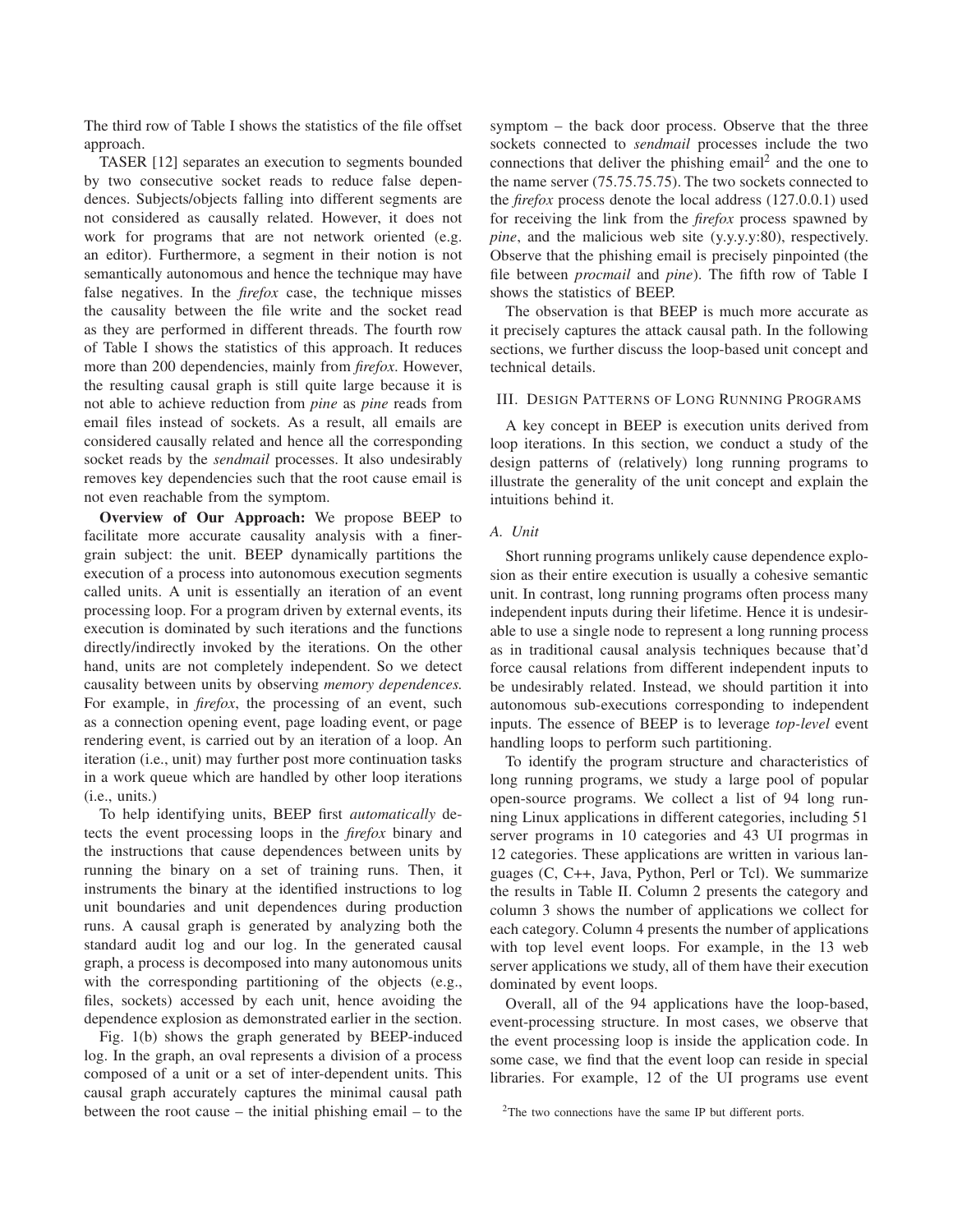The third row of Table I shows the statistics of the file offset approach.

TASER [12] separates an execution to segments bounded by two consecutive socket reads to reduce false dependences. Subjects/objects falling into different segments are not considered as causally related. However, it does not work for programs that are not network oriented (e.g. an editor). Furthermore, a segment in their notion is not semantically autonomous and hence the technique may have false negatives. In the *firefox* case, the technique misses the causality between the file write and the socket read as they are performed in different threads. The fourth row of Table I shows the statistics of this approach. It reduces more than 200 dependencies, mainly from *firefox*. However, the resulting causal graph is still quite large because it is not able to achieve reduction from *pine* as *pine* reads from email files instead of sockets. As a result, all emails are considered causally related and hence all the corresponding socket reads by the *sendmail* processes. It also undesirably removes key dependencies such that the root cause email is not even reachable from the symptom.

**Overview of Our Approach:** We propose BEEP to facilitate more accurate causality analysis with a finer-grain subject: the unit. BEEP dynamically partitions the execution of a process into autonomous execution segments called units. A unit is essentially an iteration of an event processing loop. For a program driven by external events, its execution is dominated by such iterations and the functions directly/indirectly invoked by the iterations. On the other hand, units are not completely independent. So we detect causality between units by observing *memory dependences.* For example, in *firefox*, the processing of an event, such as a connection opening event, page loading event, or page rendering event, is carried out by an iteration of a loop. An iteration (i.e., unit) may further post more continuation tasks in a work queue which are handled by other loop iterations (i.e., units.)

To help identifying units, BEEP first *automatically* detects the event processing loops in the *firefox* binary and the instructions that cause dependences between units by running the binary on a set of training runs. Then, it instruments the binary at the identified instructions to log unit boundaries and unit dependences during production runs. A causal graph is generated by analyzing both the standard audit log and our log. In the generated causal graph, a process is decomposed into many autonomous units with the corresponding partitioning of the objects (e.g., files, sockets) accessed by each unit, hence avoiding the dependence explosion as demonstrated earlier in the section.

Fig. 1(b) shows the graph generated by BEEP-induced log. In the graph, an oval represents a division of a process composed of a unit or a set of inter-dependent units. This causal graph accurately captures the minimal causal path between the root cause – the initial phishing email – to the symptom – the back door process. Observe that the three sockets connected to *sendmail* processes include the two connections that deliver the phishing email[2] and the one to the name server (75.75.75.75). The two sockets connected to the *firefox* process denote the local address (127.0.0.1) used for receiving the link from the *firefox* process spawned by *pine*, and the malicious web site (y.y.y.y:80), respectively. Observe that the phishing email is precisely pinpointed (the file between *procmail* and *pine*). The fifth row of Table I shows the statistics of BEEP.

The observation is that BEEP is much more accurate as it precisely captures the attack causal path. In the following sections, we further discuss the loop-based unit concept and technical details.

## III. Design Patterns of Long Running Programs

A key concept in BEEP is execution units derived from loop iterations. In this section, we conduct a study of the design patterns of (relatively) long running programs to illustrate the generality of the unit concept and explain the intuitions behind it.

### *A. Unit*

Short running programs unlikely cause dependence explosion as their entire execution is usually a cohesive semantic unit. In contrast, long running programs often process many independent inputs during their lifetime. Hence it is undesirable to use a single node to represent a long running process as in traditional causal analysis techniques because that'd force causal relations from different independent inputs to be undesirably related. Instead, we should partition it into autonomous sub-executions corresponding to independent inputs. The essence of BEEP is to leverage *top-level* event handling loops to perform such partitioning.

To identify the program structure and characteristics of long running programs, we study a large pool of popular open-source programs. We collect a list of 94 long running Linux applications in different categories, including 51 server programs in 10 categories and 43 UI progrmas in 12 categories. These applications are written in various languages (C, C++, Java, Python, Perl or Tcl). We summarize the results in Table II. Column 2 presents the category and column 3 shows the number of applications we collect for each category. Column 4 presents the number of applications with top level event loops. For example, in the 13 web server applications we study, all of them have their execution dominated by event loops.

Overall, all of the 94 applications have the loop-based, event-processing structure. In most cases, we observe that the event processing loop is inside the application code. In some case, we find that the event loop can reside in special libraries. For example, 12 of the UI programs use event

[2]The two connections have the same IP but different ports.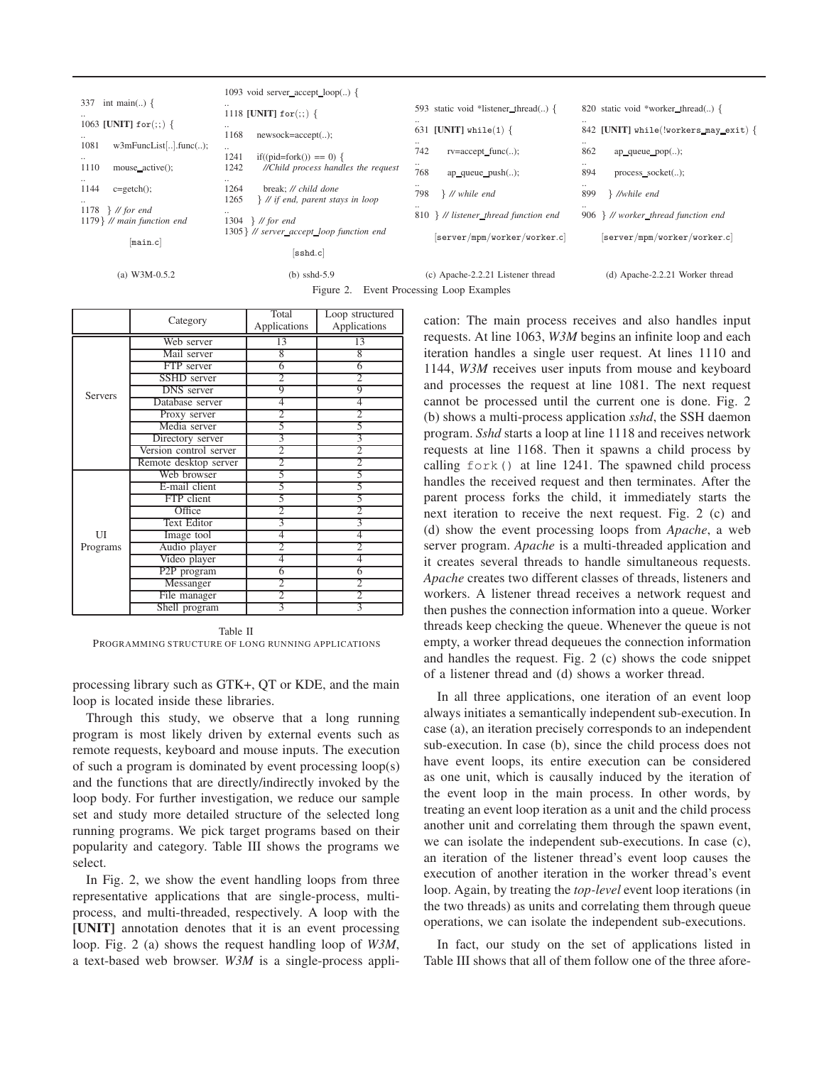```
337  int main(..) {
..
1063 [UNIT] for(;;) {
..
1081    w3mFuncList[..].func(..);
..
1110    mouse_active();
..
1144    c=getch();
..
1178  } // for end
1179} // main function end

[main.c]
```

(a) W3M-0.5.2

```
1093 void server_accept_loop(..) {
..
1118 [UNIT] for(;;) {
..
1168    newsock=accept(..);
..
1241    if((pid=fork()) == 0) {
1242      //Child process handles the request
..
1264      break; // child done
1265    } // if end, parent stays in loop
..
1304  } // for end
1305} // server_accept_loop function end

[sshd.c]
```

(b) sshd-5.9

```
593 static void *listener_thread(..) {
..
631 [UNIT] while(1) {
..
742     rv=accept_func(..);
..
768     ap_queue_push(..);
..
798   } // while end
..
810 } // listener_thread function end

[server/mpm/worker/worker.c]
```

(c) Apache-2.2.21 Listener thread

```
820 static void *worker_thread(..) {
..
842 [UNIT] while(!workers_may_exit) {
..
862     ap_queue_pop(..);
..
894     process_socket(..);
..
899   } //while end
..
906 } // worker_thread function end

[server/mpm/worker/worker.c]
```

(d) Apache-2.2.21 Worker thread

Figure 2. Event Processing Loop Examples

| | Category | Total Applications | Loop structured Applications |
|---|---|---|---|
| Servers | Web server | 13 | 13 |
| | Mail server | 8 | 8 |
| | FTP server | 6 | 6 |
| | SSHD server | 2 | 2 |
| | DNS server | 9 | 9 |
| | Database server | 4 | 4 |
| | Proxy server | 2 | 2 |
| | Media server | 5 | 5 |
| | Directory server | 3 | 3 |
| | Version control server | 2 | 2 |
| | Remote desktop server | 2 | 2 |
| UI Programs | Web browser | 5 | 5 |
| | E-mail client | 5 | 5 |
| | FTP client | 5 | 5 |
| | Office | 2 | 2 |
| | Text Editor | 3 | 3 |
| | Image tool | 4 | 4 |
| | Audio player | 2 | 2 |
| | Video player | 4 | 4 |
| | P2P program | 6 | 6 |
| | Messanger | 2 | 2 |
| | File manager | 2 | 2 |
| | Shell program | 3 | 3 |

Table II
PROGRAMMING STRUCTURE OF LONG RUNNING APPLICATIONS

processing library such as GTK+, QT or KDE, and the main loop is located inside these libraries.

Through this study, we observe that a long running program is most likely driven by external events such as remote requests, keyboard and mouse inputs. The execution of such a program is dominated by event processing loop(s) and the functions that are directly/indirectly invoked by the loop body. For further investigation, we reduce our sample set and study more detailed structure of the selected long running programs. We pick target programs based on their popularity and category. Table III shows the programs we select.

In Fig. 2, we show the event handling loops from three representative applications that are single-process, multi-process, and multi-threaded, respectively. A loop with the **[UNIT]** annotation denotes that it is an event processing loop. Fig. 2 (a) shows the request handling loop of *W3M*, a text-based web browser. *W3M* is a single-process application: The main process receives and also handles input requests. At line 1063, *W3M* begins an infinite loop and each iteration handles a single user request. At lines 1110 and 1144, *W3M* receives user inputs from mouse and keyboard and processes the request at line 1081. The next request cannot be processed until the current one is done. Fig. 2 (b) shows a multi-process application *sshd*, the SSH daemon program. *Sshd* starts a loop at line 1118 and receives network requests at line 1168. Then it spawns a child process by calling `fork()` at line 1241. The spawned child process handles the received request and then terminates. After the parent process forks the child, it immediately starts the next iteration to receive the next request. Fig. 2 (c) and (d) show the event processing loops from *Apache*, a web server program. *Apache* is a multi-threaded application and it creates several threads to handle simultaneous requests. *Apache* creates two different classes of threads, listeners and workers. A listener thread receives a network request and then pushes the connection information into a queue. Worker threads keep checking the queue. Whenever the queue is not empty, a worker thread dequeues the connection information and handles the request. Fig. 2 (c) shows the code snippet of a listener thread and (d) shows a worker thread.

In all three applications, one iteration of an event loop always initiates a semantically independent sub-execution. In case (a), an iteration precisely corresponds to an independent sub-execution. In case (b), since the child process does not have event loops, its entire execution can be considered as one unit, which is causally induced by the iteration of the event loop in the main process. In other words, by treating an event loop iteration as a unit and the child process another unit and correlating them through the spawn event, we can isolate the independent sub-executions. In case (c), an iteration of the listener thread's event loop causes the execution of another iteration in the worker thread's event loop. Again, by treating the *top-level* event loop iterations (in the two threads) as units and correlating them through queue operations, we can isolate the independent sub-executions.

In fact, our study on the set of applications listed in Table III shows that all of them follow one of the three afore-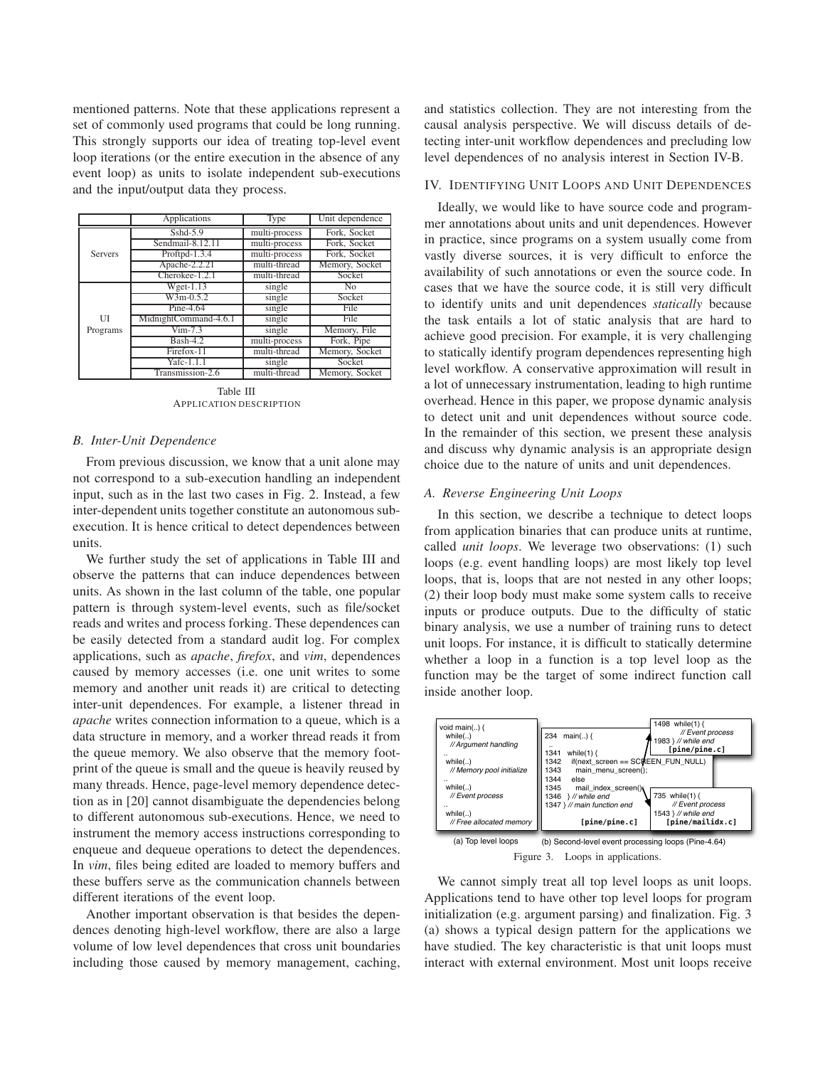mentioned patterns. Note that these applications represent a set of commonly used programs that could be long running. This strongly supports our idea of treating top-level event loop iterations (or the entire execution in the absence of any event loop) as units to isolate independent sub-executions and the input/output data they process.

| | Applications | Type | Unit dependence |
|---|---|---|---|
| Servers | Sshd-5.9 | multi-process | Fork, Socket |
| | Sendmail-8.12.11 | multi-process | Fork, Socket |
| | Proftpd-1.3.4 | multi-process | Fork, Socket |
| | Apache-2.2.21 | multi-thread | Memory, Socket |
| | Cherokee-1.2.1 | multi-thread | Socket |
| UI Programs | Wget-1.13 | single | No |
| | W3m-0.5.2 | single | Socket |
| | Pine-4.64 | single | File |
| | MidnightCommand-4.6.1 | single | File |
| | Vim-7.3 | single | Memory, File |
| | Bash-4.2 | multi-process | Fork, Pipe |
| | Firefox-11 | multi-thread | Memory, Socket |
| | Yafc-1.1.1 | single | Socket |
| | Transmission-2.6 | multi-thread | Memory, Socket |

Table III
APPLICATION DESCRIPTION

### B. Inter-Unit Dependence

From previous discussion, we know that a unit alone may not correspond to a sub-execution handling an independent input, such as in the last two cases in Fig. 2. Instead, a few inter-dependent units together constitute an autonomous sub-execution. It is hence critical to detect dependences between units.

We further study the set of applications in Table III and observe the patterns that can induce dependences between units. As shown in the last column of the table, one popular pattern is through system-level events, such as file/socket reads and writes and process forking. These dependences can be easily detected from a standard audit log. For complex applications, such as *apache*, *firefox*, and *vim*, dependences caused by memory accesses (i.e. one unit writes to some memory and another unit reads it) are critical to detecting inter-unit dependences. For example, a listener thread in *apache* writes connection information to a queue, which is a data structure in memory, and a worker thread reads it from the queue memory. We also observe that the memory footprint of the queue is small and the queue is heavily reused by many threads. Hence, page-level memory dependence detection as in [20] cannot disambiguate the dependencies belong to different autonomous sub-executions. Hence, we need to instrument the memory access instructions corresponding to enqueue and dequeue operations to detect the dependences. In *vim*, files being edited are loaded to memory buffers and these buffers serve as the communication channels between different iterations of the event loop.

Another important observation is that besides the dependences denoting high-level workflow, there are also a large volume of low level dependences that cross unit boundaries including those caused by memory management, caching, and statistics collection. They are not interesting from the causal analysis perspective. We will discuss details of detecting inter-unit workflow dependences and precluding low level dependences of no analysis interest in Section IV-B.

## IV. Identifying Unit Loops and Unit Dependences

Ideally, we would like to have source code and programmer annotations about units and unit dependences. However in practice, since programs on a system usually come from vastly diverse sources, it is very difficult to enforce the availability of such annotations or even the source code. In cases that we have the source code, it is still very difficult to identify units and unit dependences *statically* because the task entails a lot of static analysis that are hard to achieve good precision. For example, it is very challenging to statically identify program dependences representing high level workflow. A conservative approximation will result in a lot of unnecessary instrumentation, leading to high runtime overhead. Hence in this paper, we propose dynamic analysis to detect unit and unit dependences without source code. In the remainder of this section, we present these analysis and discuss why dynamic analysis is an appropriate design choice due to the nature of units and unit dependences.

### A. Reverse Engineering Unit Loops

In this section, we describe a technique to detect loops from application binaries that can produce units at runtime, called *unit loops*. We leverage two observations: (1) such loops (e.g. event handling loops) are most likely top level loops, that is, loops that are not nested in any other loops; (2) their loop body must make some system calls to receive inputs or produce outputs. Due to the difficulty of static binary analysis, we use a number of training runs to detect unit loops. For instance, it is difficult to statically determine whether a loop in a function is a top level loop as the function may be the target of some indirect function call inside another loop.

```
void main(..) {
  while(..)
    // Argument handling
  ..
  while(..)
    // Memory pool initialize
  ..
  while(..)
    // Event process
  ..
  while(..)
    // Free allocated memory
```

(a) Top level loops

```
234  main(..) {
..
1341  while(1) {
1342    if(next_screen == SCREEN_FUN_NULL)
1343      main_menu_screen();
1344    else
1345      mail_index_screen();
1346  } // while end
1347 } // main function end
                    [pine/pine.c]

1498 while(1) {
       // Event process
1983 } // while end
                    [pine/pine.c]

735 while(1) {
      // Event process
1543 } // while end
                    [pine/mailidx.c]
```

(b) Second-level event processing loops (Pine-4.64)

Figure 3. Loops in applications.

We cannot simply treat all top level loops as unit loops. Applications tend to have other top level loops for program initialization (e.g. argument parsing) and finalization. Fig. 3 (a) shows a typical design pattern for the applications we have studied. The key characteristic is that unit loops must interact with external environment. Most unit loops receive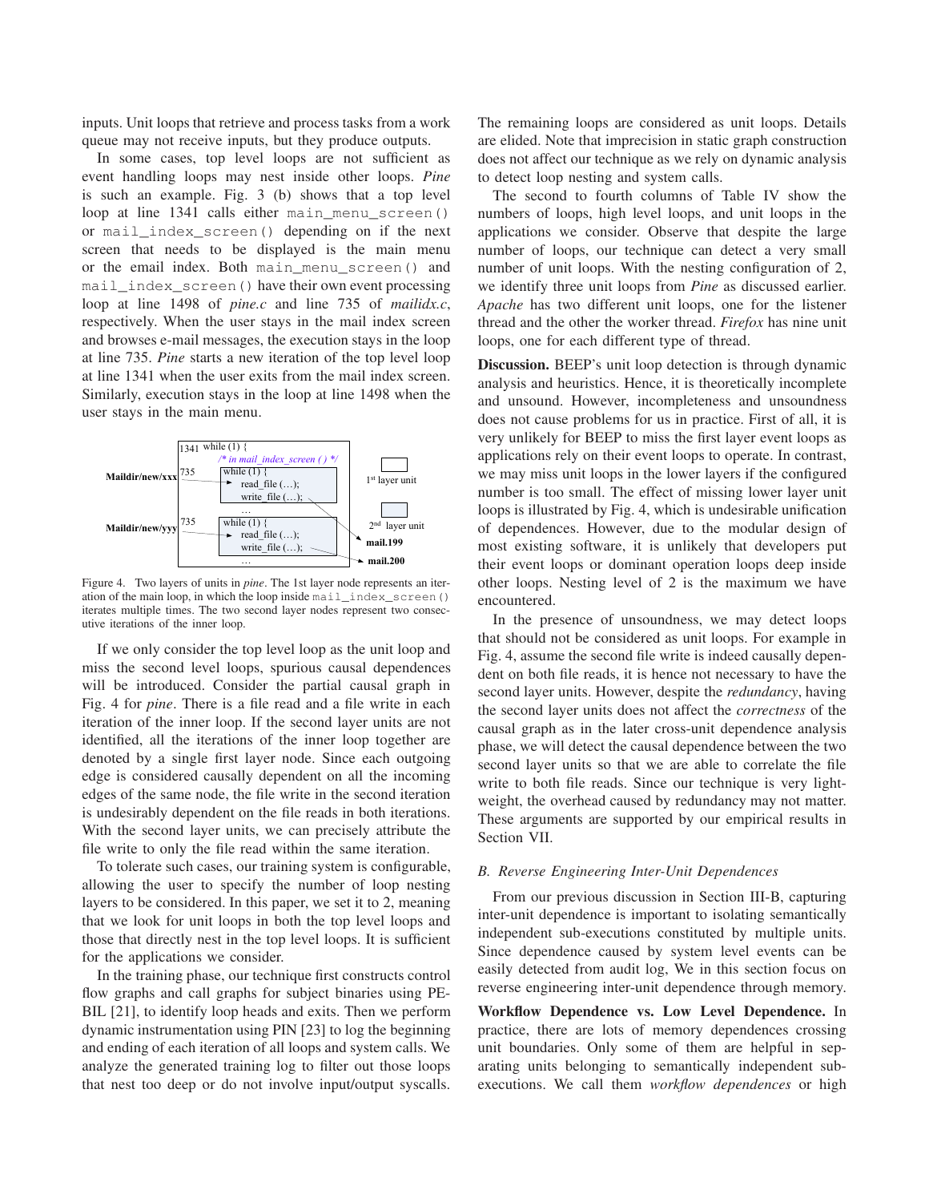inputs. Unit loops that retrieve and process tasks from a work queue may not receive inputs, but they produce outputs.

In some cases, top level loops are not sufficient as event handling loops may nest inside other loops. *Pine* is such an example. Fig. 3 (b) shows that a top level loop at line 1341 calls either `main_menu_screen()` or `mail_index_screen()` depending on if the next screen that needs to be displayed is the main menu or the email index. Both `main_menu_screen()` and `mail_index_screen()` have their own event processing loop at line 1498 of *pine.c* and line 735 of *mailidx.c*, respectively. When the user stays in the mail index screen and browses e-mail messages, the execution stays in the loop at line 735. *Pine* starts a new iteration of the top level loop at line 1341 when the user exits from the mail index screen. Similarly, execution stays in the loop at line 1498 when the user stays in the main menu.

1341 while (1) {
/* in mail_index_screen ( ) */
Maildir/new/xxx
735
while (1) {
read_file (…);
write_file (…);
…
Maildir/new/yyy
735
while (1) {
read_file (…);
write_file (…);
…
1st layer unit
2nd layer unit
mail.199
mail.200

Figure 4. Two layers of units in *pine*. The 1st layer node represents an iteration of the main loop, in which the loop inside `mail_index_screen()` iterates multiple times. The two second layer nodes represent two consecutive iterations of the inner loop.

If we only consider the top level loop as the unit loop and miss the second level loops, spurious causal dependences will be introduced. Consider the partial causal graph in Fig. 4 for *pine*. There is a file read and a file write in each iteration of the inner loop. If the second layer units are not identified, all the iterations of the inner loop together are denoted by a single first layer node. Since each outgoing edge is considered causally dependent on all the incoming edges of the same node, the file write in the second iteration is undesirably dependent on the file reads in both iterations. With the second layer units, we can precisely attribute the file write to only the file read within the same iteration.

To tolerate such cases, our training system is configurable, allowing the user to specify the number of loop nesting layers to be considered. In this paper, we set it to 2, meaning that we look for unit loops in both the top level loops and those that directly nest in the top level loops. It is sufficient for the applications we consider.

In the training phase, our technique first constructs control flow graphs and call graphs for subject binaries using PEBIL [21], to identify loop heads and exits. Then we perform dynamic instrumentation using PIN [23] to log the beginning and ending of each iteration of all loops and system calls. We analyze the generated training log to filter out those loops that nest too deep or do not involve input/output syscalls. The remaining loops are considered as unit loops. Details are elided. Note that imprecision in static graph construction does not affect our technique as we rely on dynamic analysis to detect loop nesting and system calls.

The second to fourth columns of Table IV show the numbers of loops, high level loops, and unit loops in the applications we consider. Observe that despite the large number of loops, our technique can detect a very small number of unit loops. With the nesting configuration of 2, we identify three unit loops from *Pine* as discussed earlier. *Apache* has two different unit loops, one for the listener thread and the other the worker thread. *Firefox* has nine unit loops, one for each different type of thread.

**Discussion.** BEEP's unit loop detection is through dynamic analysis and heuristics. Hence, it is theoretically incomplete and unsound. However, incompleteness and unsoundness does not cause problems for us in practice. First of all, it is very unlikely for BEEP to miss the first layer event loops as applications rely on their event loops to operate. In contrast, we may miss unit loops in the lower layers if the configured number is too small. The effect of missing lower layer unit loops is illustrated by Fig. 4, which is undesirable unification of dependences. However, due to the modular design of most existing software, it is unlikely that developers put their event loops or dominant operation loops deep inside other loops. Nesting level of 2 is the maximum we have encountered.

In the presence of unsoundness, we may detect loops that should not be considered as unit loops. For example in Fig. 4, assume the second file write is indeed causally dependent on both file reads, it is hence not necessary to have the second layer units. However, despite the *redundancy*, having the second layer units does not affect the *correctness* of the causal graph as in the later cross-unit dependence analysis phase, we will detect the causal dependence between the two second layer units so that we are able to correlate the file write to both file reads. Since our technique is very lightweight, the overhead caused by redundancy may not matter. These arguments are supported by our empirical results in Section VII.

### B. Reverse Engineering Inter-Unit Dependences

From our previous discussion in Section III-B, capturing inter-unit dependence is important to isolating semantically independent sub-executions constituted by multiple units. Since dependence caused by system level events can be easily detected from audit log, We in this section focus on reverse engineering inter-unit dependence through memory.

**Workflow Dependence vs. Low Level Dependence.** In practice, there are lots of memory dependences crossing unit boundaries. Only some of them are helpful in separating units belonging to semantically independent sub-executions. We call them *workflow dependences* or high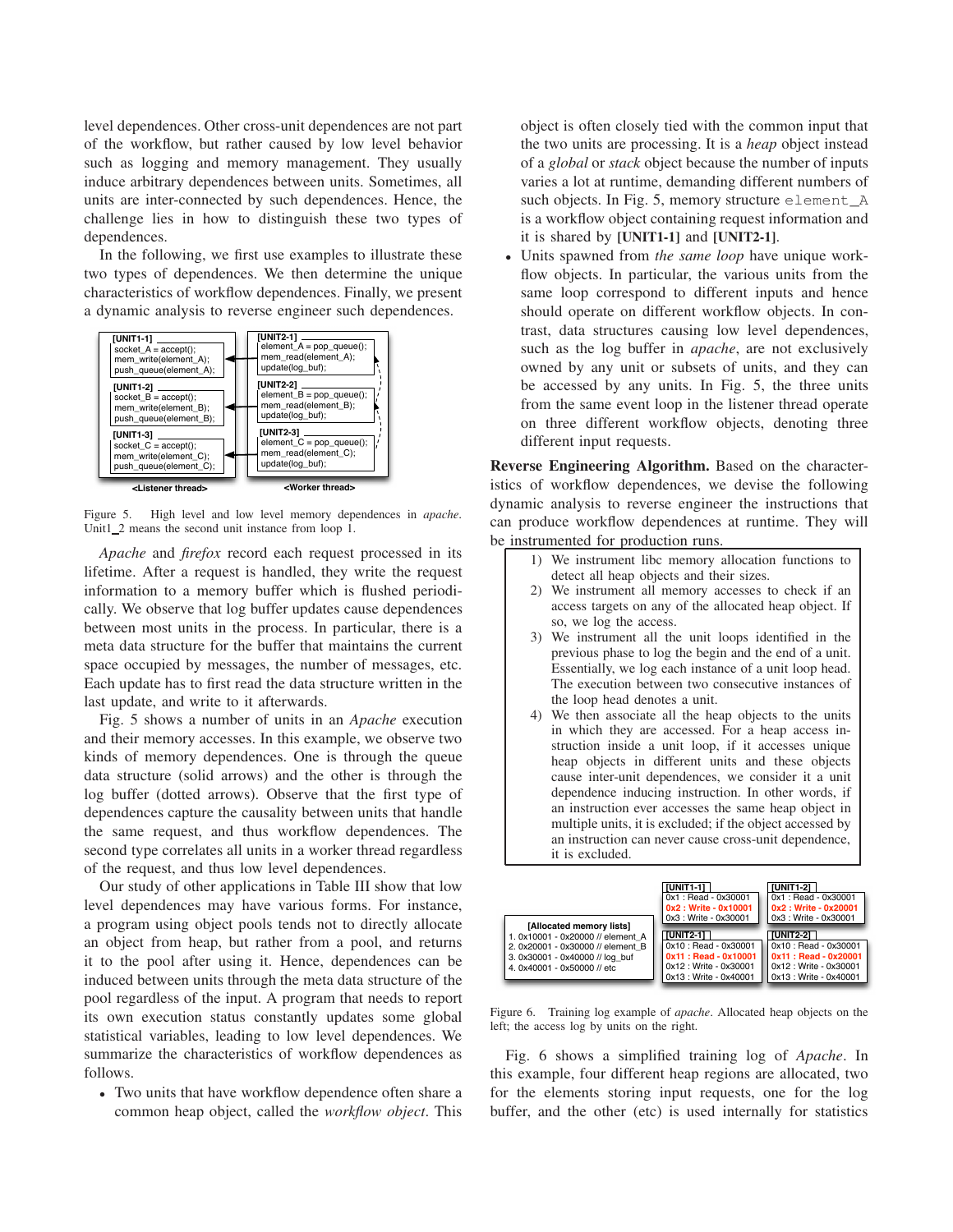level dependences. Other cross-unit dependences are not part of the workflow, but rather caused by low level behavior such as logging and memory management. They usually induce arbitrary dependences between units. Sometimes, all units are inter-connected by such dependences. Hence, the challenge lies in how to distinguish these two types of dependences.

In the following, we first use examples to illustrate these two types of dependences. We then determine the unique characteristics of workflow dependences. Finally, we present a dynamic analysis to reverse engineer such dependences.

[UNIT1-1]
socket_A = accept();
mem_write(element_A);
push_queue(element_A);

[UNIT1-2]
socket_B = accept();
mem_write(element_B);
push_queue(element_B);

[UNIT1-3]
socket_C = accept();
mem_write(element_C);
push_queue(element_C);

<Listener thread>

[UNIT2-1]
element_A = pop_queue();
mem_read(element_A);
update(log_buf);

[UNIT2-2]
element_B = pop_queue();
mem_read(element_B);
update(log_buf);

[UNIT2-3]
element_C = pop_queue();
mem_read(element_C);
update(log_buf);

<Worker thread>

Figure 5. High level and low level memory dependences in *apache*. Unit1_2 means the second unit instance from loop 1.

*Apache* and *firefox* record each request processed in its lifetime. After a request is handled, they write the request information to a memory buffer which is flushed periodically. We observe that log buffer updates cause dependences between most units in the process. In particular, there is a meta data structure for the buffer that maintains the current space occupied by messages, the number of messages, etc. Each update has to first read the data structure written in the last update, and write to it afterwards.

Fig. 5 shows a number of units in an *Apache* execution and their memory accesses. In this example, we observe two kinds of memory dependences. One is through the queue data structure (solid arrows) and the other is through the log buffer (dotted arrows). Observe that the first type of dependences capture the causality between units that handle the same request, and thus workflow dependences. The second type correlates all units in a worker thread regardless of the request, and thus low level dependences.

Our study of other applications in Table III show that low level dependences may have various forms. For instance, a program using object pools tends not to directly allocate an object from heap, but rather from a pool, and returns it to the pool after using it. Hence, dependences can be induced between units through the meta data structure of the pool regardless of the input. A program that needs to report its own execution status constantly updates some global statistical variables, leading to low level dependences. We summarize the characteristics of workflow dependences as follows.

- Two units that have workflow dependence often share a common heap object, called the *workflow object*. This object is often closely tied with the common input that the two units are processing. It is a *heap* object instead of a *global* or *stack* object because the number of inputs varies a lot at runtime, demanding different numbers of such objects. In Fig. 5, memory structure `element_A` is a workflow object containing request information and it is shared by **[UNIT1-1]** and **[UNIT2-1]**.
- Units spawned from *the same loop* have unique workflow objects. In particular, the various units from the same loop correspond to different inputs and hence should operate on different workflow objects. In contrast, data structures causing low level dependences, such as the log buffer in *apache*, are not exclusively owned by any unit or subsets of units, and they can be accessed by any units. In Fig. 5, the three units from the same event loop in the listener thread operate on three different workflow objects, denoting three different input requests.

**Reverse Engineering Algorithm.** Based on the characteristics of workflow dependences, we devise the following dynamic analysis to reverse engineer the instructions that can produce workflow dependences at runtime. They will be instrumented for production runs.

1) We instrument libc memory allocation functions to detect all heap objects and their sizes.
2) We instrument all memory accesses to check if an access targets on any of the allocated heap object. If so, we log the access.
3) We instrument all the unit loops identified in the previous phase to log the begin and the end of a unit. Essentially, we log each instance of a unit loop head. The execution between two consecutive instances of the loop head denotes a unit.
4) We then associate all the heap objects to the units in which they are accessed. For a heap access instruction inside a unit loop, if it accesses unique heap objects in different units and these objects cause inter-unit dependences, we consider it a unit dependence inducing instruction. In other words, if an instruction ever accesses the same heap object in multiple units, it is excluded; if the object accessed by an instruction can never cause cross-unit dependence, it is excluded.

[Allocated memory lists]
1. 0x10001 - 0x20000 // element_A
2. 0x20001 - 0x30000 // element_B
3. 0x30001 - 0x40000 // log_buf
4. 0x40001 - 0x50000 // etc

[UNIT1-1]
0x1 : Read - 0x30001
0x2 : Write - 0x10001
0x3 : Write - 0x30001

[UNIT1-2]
0x1 : Read - 0x30001
0x2 : Write - 0x20001
0x3 : Write - 0x30001

[UNIT2-1]
0x10 : Read - 0x30001
0x11 : Read - 0x10001
0x12 : Write - 0x30001
0x13 : Write - 0x40001

[UNIT2-2]
0x10 : Read - 0x30001
0x11 : Read - 0x20001
0x12 : Write - 0x30001
0x13 : Write - 0x40001

Figure 6. Training log example of *apache*. Allocated heap objects on the left; the access log by units on the right.

Fig. 6 shows a simplified training log of *Apache*. In this example, four different heap regions are allocated, two for the elements storing input requests, one for the log buffer, and the other (etc) is used internally for statistics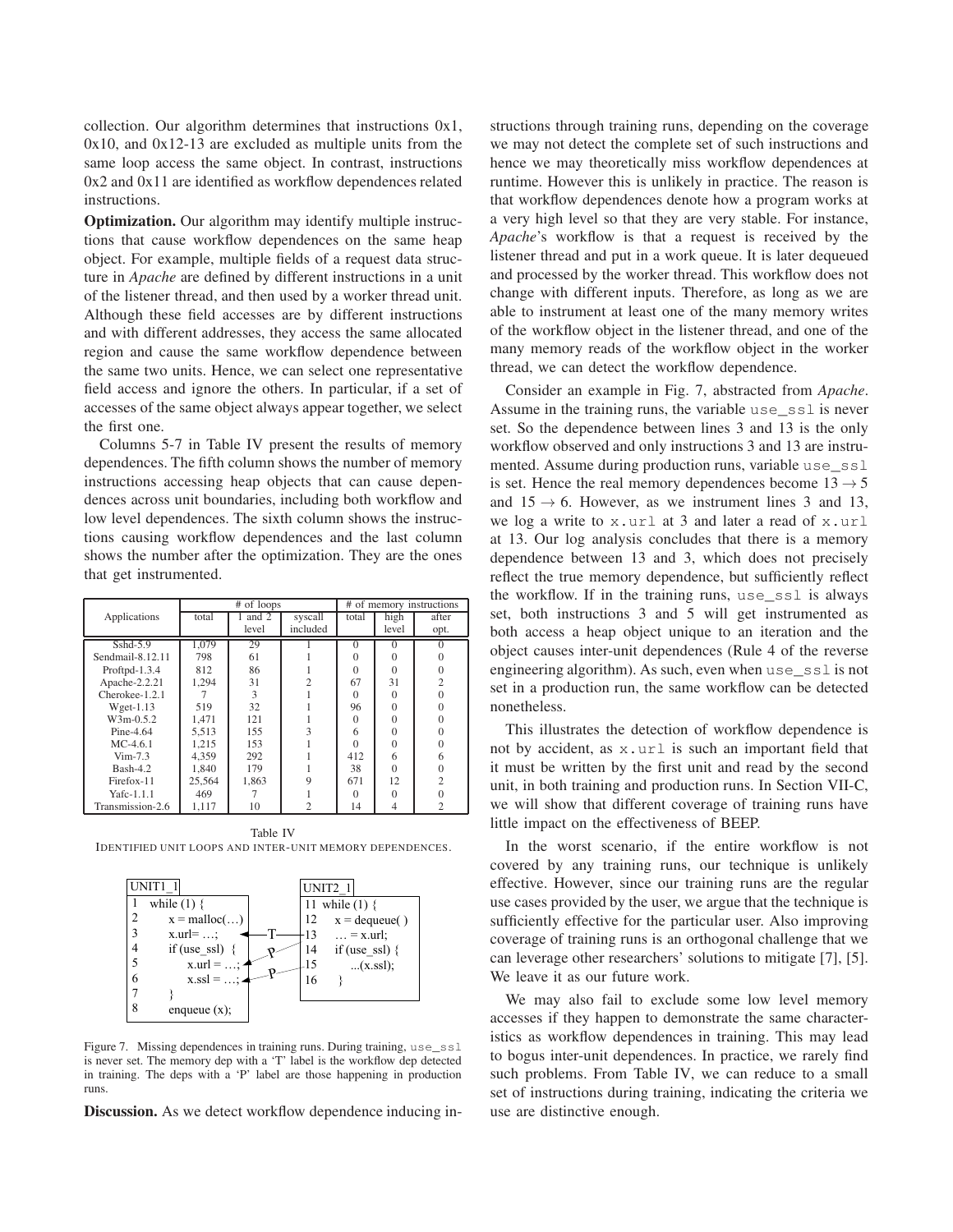collection. Our algorithm determines that instructions 0x1, 0x10, and 0x12-13 are excluded as multiple units from the same loop access the same object. In contrast, instructions 0x2 and 0x11 are identified as workflow dependences related instructions.

**Optimization.** Our algorithm may identify multiple instructions that cause workflow dependences on the same heap object. For example, multiple fields of a request data structure in *Apache* are defined by different instructions in a unit of the listener thread, and then used by a worker thread unit. Although these field accesses are by different instructions and with different addresses, they access the same allocated region and cause the same workflow dependence between the same two units. Hence, we can select one representative field access and ignore the others. In particular, if a set of accesses of the same object always appear together, we select the first one.

Columns 5-7 in Table IV present the results of memory dependences. The fifth column shows the number of memory instructions accessing heap objects that can cause dependences across unit boundaries, including both workflow and low level dependences. The sixth column shows the instructions causing workflow dependences and the last column shows the number after the optimization. They are the ones that get instrumented.

| Applications | # of loops | | | # of memory instructions | | |
|---|---|---|---|---|---|---|
| | total | 1 and 2 level | syscall included | total | high level | after opt. |
| Sshd-5.9 | 1,079 | 29 | 1 | 0 | 0 | 0 |
| Sendmail-8.12.11 | 798 | 61 | 1 | 0 | 0 | 0 |
| Proftpd-1.3.4 | 812 | 86 | 1 | 0 | 0 | 0 |
| Apache-2.2.21 | 1,294 | 31 | 2 | 67 | 31 | 2 |
| Cherokee-1.2.1 | 7 | 3 | 1 | 0 | 0 | 0 |
| Wget-1.13 | 519 | 32 | 1 | 96 | 0 | 0 |
| W3m-0.5.2 | 1,471 | 121 | 1 | 0 | 0 | 0 |
| Pine-4.64 | 5,513 | 155 | 3 | 6 | 0 | 0 |
| MC-4.6.1 | 1,215 | 153 | 1 | 0 | 0 | 0 |
| Vim-7.3 | 4,359 | 292 | 1 | 412 | 6 | 6 |
| Bash-4.2 | 1,840 | 179 | 1 | 38 | 0 | 0 |
| Firefox-11 | 25,564 | 1,863 | 9 | 671 | 12 | 2 |
| Yafc-1.1.1 | 469 | 7 | 1 | 0 | 0 | 0 |
| Transmission-2.6 | 1,117 | 10 | 2 | 14 | 4 | 2 |

Table IV
IDENTIFIED UNIT LOOPS AND INTER-UNIT MEMORY DEPENDENCES.

UNIT1_1

```
1  while (1) {
2      x = malloc(…)
3      x.url= …;
4      if (use_ssl) {
5          x.url = …;
6          x.ssl = …;
7      }
8      enqueue (x);
```

UNIT2_1

```
11 while (1) {
12     x = dequeue( )
13     … = x.url;
14     if (use_ssl) {
15         ...(x.ssl);
16     }
```

T
P
P

Figure 7. Missing dependences in training runs. During training, use_ssl is never set. The memory dep with a 'T' label is the workflow dep detected in training. The deps with a 'P' label are those happening in production runs.

**Discussion.** As we detect workflow dependence inducing instructions through training runs, depending on the coverage we may not detect the complete set of such instructions and hence we may theoretically miss workflow dependences at runtime. However this is unlikely in practice. The reason is that workflow dependences denote how a program works at a very high level so that they are very stable. For instance, *Apache*'s workflow is that a request is received by the listener thread and put in a work queue. It is later dequeued and processed by the worker thread. This workflow does not change with different inputs. Therefore, as long as we are able to instrument at least one of the many memory writes of the workflow object in the listener thread, and one of the many memory reads of the workflow object in the worker thread, we can detect the workflow dependence.

Consider an example in Fig. 7, abstracted from *Apache*. Assume in the training runs, the variable use_ssl is never set. So the dependence between lines 3 and 13 is the only workflow observed and only instructions 3 and 13 are instrumented. Assume during production runs, variable use_ssl is set. Hence the real memory dependences become $13 \rightarrow 5$ and $15 \rightarrow 6$. However, as we instrument lines 3 and 13, we log a write to x.url at 3 and later a read of x.url at 13. Our log analysis concludes that there is a memory dependence between 13 and 3, which does not precisely reflect the true memory dependence, but sufficiently reflect the workflow. If in the training runs, use_ssl is always set, both instructions 3 and 5 will get instrumented as both access a heap object unique to an iteration and the object causes inter-unit dependences (Rule 4 of the reverse engineering algorithm). As such, even when use_ssl is not set in a production run, the same workflow can be detected nonetheless.

This illustrates the detection of workflow dependence is not by accident, as x.url is such an important field that it must be written by the first unit and read by the second unit, in both training and production runs. In Section VII-C, we will show that different coverage of training runs have little impact on the effectiveness of BEEP.

In the worst scenario, if the entire workflow is not covered by any training runs, our technique is unlikely effective. However, since our training runs are the regular use cases provided by the user, we argue that the technique is sufficiently effective for the particular user. Also improving coverage of training runs is an orthogonal challenge that we can leverage other researchers' solutions to mitigate [7], [5]. We leave it as our future work.

We may also fail to exclude some low level memory accesses if they happen to demonstrate the same characteristics as workflow dependences in training. This may lead to bogus inter-unit dependences. In practice, we rarely find such problems. From Table IV, we can reduce to a small set of instructions during training, indicating the criteria we use are distinctive enough.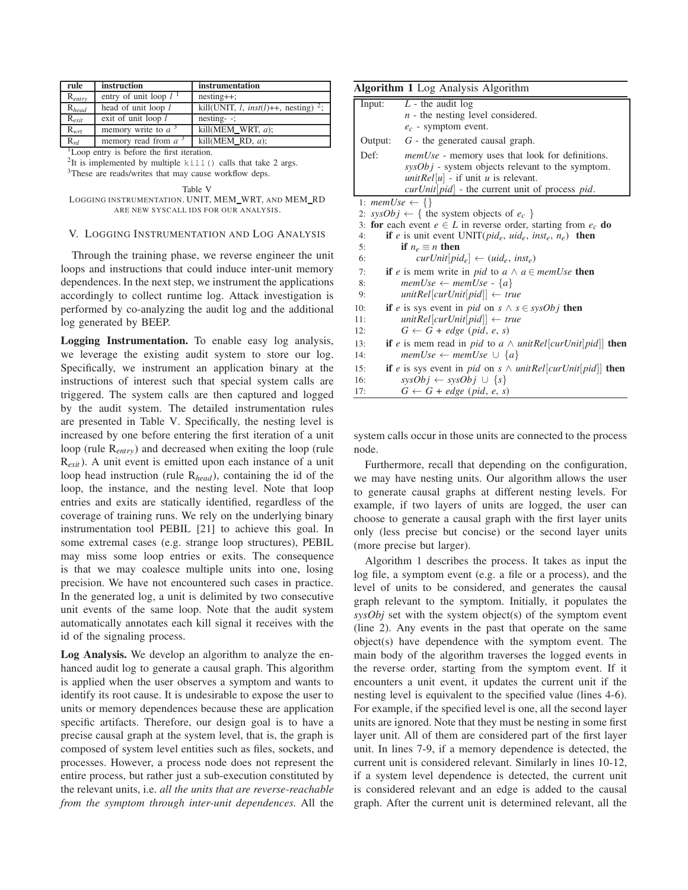| rule | instruction | instrumentation |
| --- | --- | --- |
| $R_{entry}$ | entry of unit loop $l$ [1] | nesting++; |
| $R_{head}$ | head of unit loop $l$ | kill(UNIT, $l$, $inst(l)$++, nesting) [2]; |
| $R_{exit}$ | exit of unit loop $l$ | nesting- -; |
| $R_{wrt}$ | memory write to $a$ [3] | kill(MEM_WRT, $a$); |
| $R_{rd}$ | memory read from $a$ [3] | kill(MEM_RD, $a$); |

[1] Loop entry is before the first iteration.
[2] It is implemented by multiple `kill()` calls that take 2 args.
[3] These are reads/writes that may cause workflow deps.

Table V
LOGGING INSTRUMENTATION. UNIT, MEM_WRT, AND MEM_RD ARE NEW SYSCALL IDS FOR OUR ANALYSIS.

## V. LOGGING INSTRUMENTATION AND LOG ANALYSIS

Through the training phase, we reverse engineer the unit loops and instructions that could induce inter-unit memory dependences. In the next step, we instrument the applications accordingly to collect runtime log. Attack investigation is performed by co-analyzing the audit log and the additional log generated by BEEP.

**Logging Instrumentation.** To enable easy log analysis, we leverage the existing audit system to store our log. Specifically, we instrument an application binary at the instructions of interest such that special system calls are triggered. The system calls are then captured and logged by the audit system. The detailed instrumentation rules are presented in Table V. Specifically, the nesting level is increased by one before entering the first iteration of a unit loop (rule $R_{entry}$) and decreased when exiting the loop (rule $R_{exit}$). A unit event is emitted upon each instance of a unit loop head instruction (rule $R_{head}$), containing the id of the loop, the instance, and the nesting level. Note that loop entries and exits are statically identified, regardless of the coverage of training runs. We rely on the underlying binary instrumentation tool PEBIL [21] to achieve this goal. In some extremal cases (e.g. strange loop structures), PEBIL may miss some loop entries or exits. The consequence is that we may coalesce multiple units into one, losing precision. We have not encountered such cases in practice. In the generated log, a unit is delimited by two consecutive unit events of the same loop. Note that the audit system automatically annotates each kill signal it receives with the id of the signaling process.

**Log Analysis.** We develop an algorithm to analyze the enhanced audit log to generate a causal graph. This algorithm is applied when the user observes a symptom and wants to identify its root cause. It is undesirable to expose the user to units or memory dependences because these are application specific artifacts. Therefore, our design goal is to have a precise causal graph at the system level, that is, the graph is composed of system level entities such as files, sockets, and processes. However, a process node does not represent the entire process, but rather just a sub-execution constituted by the relevant units, i.e. *all the units that are reverse-reachable from the symptom through inter-unit dependences.* All the system calls occur in those units are connected to the process node.

**Algorithm 1** Log Analysis Algorithm

| | |
| --- | --- |
| Input: | $L$ - the audit log<br>$n$ - the nesting level considered.<br>$e_c$ - symptom event. |
| Output: | $G$ - the generated causal graph. |
| Def: | *memUse* - memory uses that look for definitions.<br>*sysObj* - system objects relevant to the symptom.<br>*unitRel*[$u$] - if unit $u$ is relevant.<br>*curUnit*[*pid*] - the current unit of process *pid*. |

```
1:  memUse ← {}
2:  sysObj ← { the system objects of e_c }
3:  for each event e ∈ L in reverse order, starting from e_c do
4:      if e is unit event UNIT(pid_e, uid_e, inst_e, n_e) then
5:          if n_e ≡ n then
6:              curUnit[pid_e] ← (uid_e, inst_e)
7:      if e is mem write in pid to a ∧ a ∈ memUse then
8:          memUse ← memUse - {a}
9:          unitRel[curUnit[pid]] ← true
10:     if e is sys event in pid on s ∧ s ∈ sysObj then
11:         unitRel[curUnit[pid]] ← true
12:         G ← G + edge (pid, e, s)
13:     if e is mem read in pid to a ∧ unitRel[curUnit[pid]] then
14:         memUse ← memUse ∪ {a}
15:     if e is sys event in pid on s ∧ unitRel[curUnit[pid]] then
16:         sysObj ← sysObj ∪ {s}
17:         G ← G + edge (pid, e, s)
```

Furthermore, recall that depending on the configuration, we may have nesting units. Our algorithm allows the user to generate causal graphs at different nesting levels. For example, if two layers of units are logged, the user can choose to generate a causal graph with the first layer units only (less precise but concise) or the second layer units (more precise but larger).

Algorithm 1 describes the process. It takes as input the log file, a symptom event (e.g. a file or a process), and the level of units to be considered, and generates the causal graph relevant to the symptom. Initially, it populates the *sysObj* set with the system object(s) of the symptom event (line 2). Any events in the past that operate on the same object(s) have dependence with the symptom event. The main body of the algorithm traverses the logged events in the reverse order, starting from the symptom event. If it encounters a unit event, it updates the current unit if the nesting level is equivalent to the specified value (lines 4-6). For example, if the specified level is one, all the second layer units are ignored. Note that they must be nesting in some first layer unit. All of them are considered part of the first layer unit. In lines 7-9, if a memory dependence is detected, the current unit is considered relevant. Similarly in lines 10-12, if a system level dependence is detected, the current unit is considered relevant and an edge is added to the causal graph. After the current unit is determined relevant, all the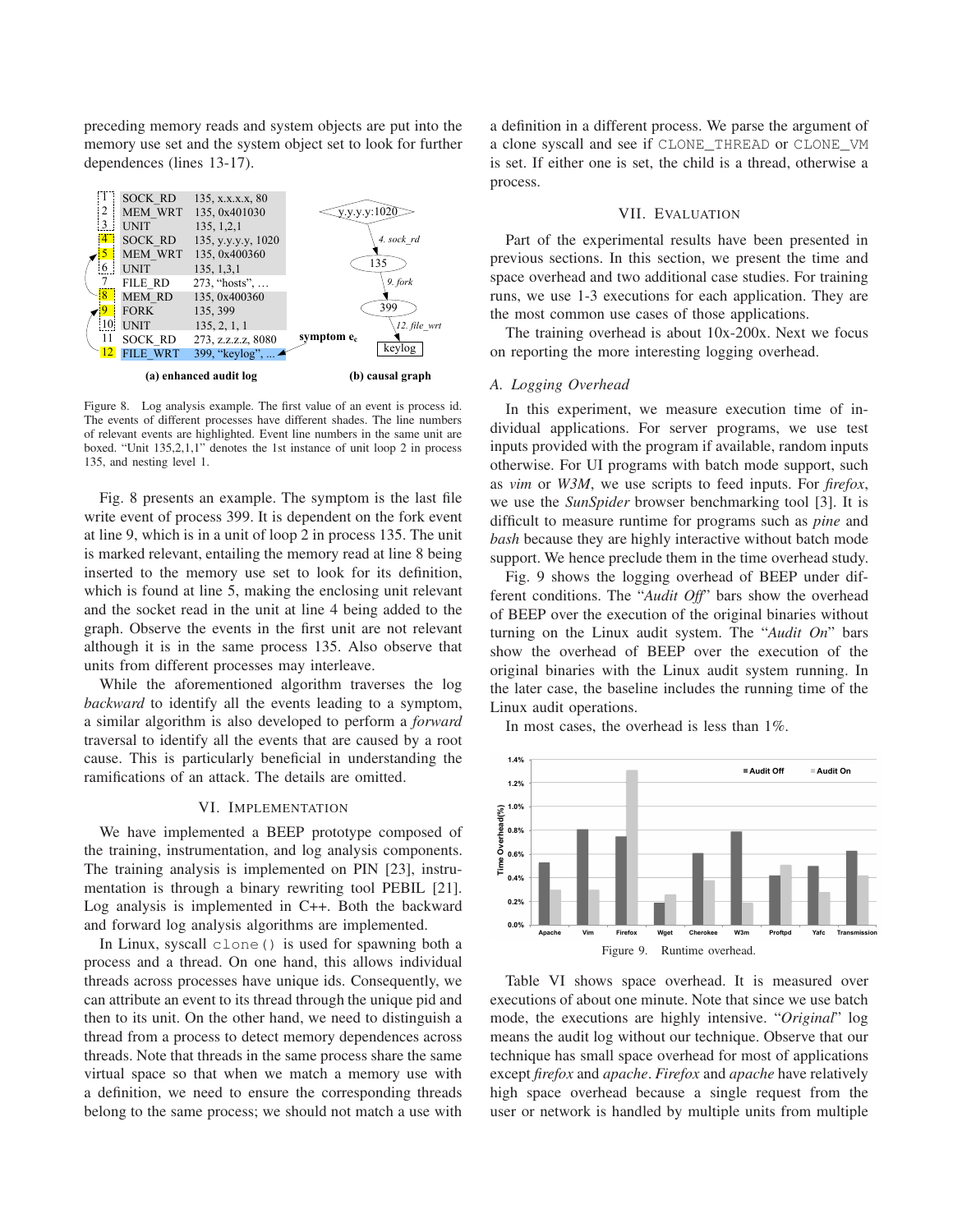preceding memory reads and system objects are put into the memory use set and the system object set to look for further dependences (lines 13-17).

1 SOCK_RD 135, x.x.x.x, 80
2 MEM_WRT 135, 0x401030
3 UNIT 135, 1,2,1
4 SOCK_RD 135, y.y.y.y, 1020
5 MEM_WRT 135, 0x400360
6 UNIT 135, 1,3,1
7 FILE_RD 273, "hosts", …
8 MEM_RD 135, 0x400360
9 FORK 135, 399
10 UNIT 135, 2, 1, 1
11 SOCK_RD 273, z.z.z.z, 8080
12 FILE_WRT 399, "keylog", ...

symptom $e_c$

y.y.y.y:1020
4. sock_rd
135
9. fork
399
12. file_wrt
keylog

(a) enhanced audit log

(b) causal graph

Figure 8. Log analysis example. The first value of an event is process id. The events of different processes have different shades. The line numbers of relevant events are highlighted. Event line numbers in the same unit are boxed. "Unit 135,2,1,1" denotes the 1st instance of unit loop 2 in process 135, and nesting level 1.

Fig. 8 presents an example. The symptom is the last file write event of process 399. It is dependent on the fork event at line 9, which is in a unit of loop 2 in process 135. The unit is marked relevant, entailing the memory read at line 8 being inserted to the memory use set to look for its definition, which is found at line 5, making the enclosing unit relevant and the socket read in the unit at line 4 being added to the graph. Observe the events in the first unit are not relevant although it is in the same process 135. Also observe that units from different processes may interleave.

While the aforementioned algorithm traverses the log *backward* to identify all the events leading to a symptom, a similar algorithm is also developed to perform a *forward* traversal to identify all the events that are caused by a root cause. This is particularly beneficial in understanding the ramifications of an attack. The details are omitted.

## VI. Implementation

We have implemented a BEEP prototype composed of the training, instrumentation, and log analysis components. The training analysis is implemented on PIN [23], instrumentation is through a binary rewriting tool PEBIL [21]. Log analysis is implemented in C++. Both the backward and forward log analysis algorithms are implemented.

In Linux, syscall `clone()` is used for spawning both a process and a thread. On one hand, this allows individual threads across processes have unique ids. Consequently, we can attribute an event to its thread through the unique pid and then to its unit. On the other hand, we need to distinguish a thread from a process to detect memory dependences across threads. Note that threads in the same process share the same virtual space so that when we match a memory use with a definition, we need to ensure the corresponding threads belong to the same process; we should not match a use with a definition in a different process. We parse the argument of a clone syscall and see if `CLONE_THREAD` or `CLONE_VM` is set. If either one is set, the child is a thread, otherwise a process.

## VII. Evaluation

Part of the experimental results have been presented in previous sections. In this section, we present the time and space overhead and two additional case studies. For training runs, we use 1-3 executions for each application. They are the most common use cases of those applications.

The training overhead is about 10x-200x. Next we focus on reporting the more interesting logging overhead.

### A. Logging Overhead

In this experiment, we measure execution time of individual applications. For server programs, we use test inputs provided with the program if available, random inputs otherwise. For UI programs with batch mode support, such as *vim* or *W3M*, we use scripts to feed inputs. For *firefox*, we use the *SunSpider* browser benchmarking tool [3]. It is difficult to measure runtime for programs such as *pine* and *bash* because they are highly interactive without batch mode support. We hence preclude them in the time overhead study.

Fig. 9 shows the logging overhead of BEEP under different conditions. The "*Audit Off*" bars show the overhead of BEEP over the execution of the original binaries without turning on the Linux audit system. The "*Audit On*" bars show the overhead of BEEP over the execution of the original binaries with the Linux audit system running. In the later case, the baseline includes the running time of the Linux audit operations.

In most cases, the overhead is less than 1%.

Audit Off
Audit On
Time Overhead(%)
1.4%
1.2%
1.0%
0.8%
0.6%
0.4%
0.2%
0.0%
Apache
Vim
Firefox
Wget
Cherokee
W3m
Proftpd
Yafc
Transmission

Figure 9. Runtime overhead.

Table VI shows space overhead. It is measured over executions of about one minute. Note that since we use batch mode, the executions are highly intensive. "*Original*" log means the audit log without our technique. Observe that our technique has small space overhead for most of applications except *firefox* and *apache*. *Firefox* and *apache* have relatively high space overhead because a single request from the user or network is handled by multiple units from multiple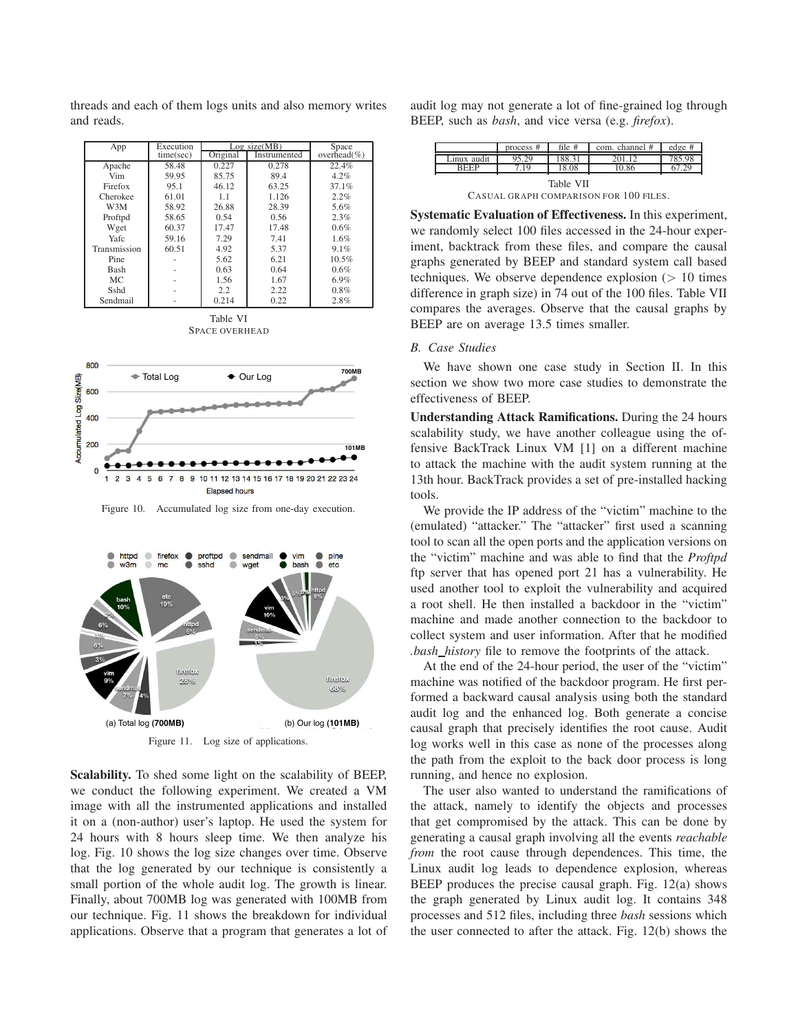threads and each of them logs units and also memory writes and reads.

| App | Execution time(sec) | Log size(MB) | | Space overhead(%) |
|---|---|---|---|---|
| | | Original | Instrumented | |
| Apache | 58.48 | 0.227 | 0.278 | 22.4% |
| Vim | 59.95 | 85.75 | 89.4 | 4.2% |
| Firefox | 95.1 | 46.12 | 63.25 | 37.1% |
| Cherokee | 61.01 | 1.1 | 1.126 | 2.2% |
| W3M | 58.92 | 26.88 | 28.39 | 5.6% |
| Proftpd | 58.65 | 0.54 | 0.56 | 2.3% |
| Wget | 60.37 | 17.47 | 17.48 | 0.6% |
| Yafc | 59.16 | 7.29 | 7.41 | 1.6% |
| Transmission | 60.51 | 4.92 | 5.37 | 9.1% |
| Pine | - | 5.62 | 6.21 | 10.5% |
| Bash | - | 0.63 | 0.64 | 0.6% |
| MC | - | 1.56 | 1.67 | 6.9% |
| Sshd | - | 2.2 | 2.22 | 0.8% |
| Sendmail | - | 0.214 | 0.22 | 2.8% |

Table VI
SPACE OVERHEAD

Total Log
Our Log
Accumulated Log Size(MB)
700MB
101MB
Elapsed hours

Figure 10. Accumulated log size from one-day execution.

httpd firefox proftpd sendmail vim pine
w3m mc sshd wget bash etc

(a) Total log (700MB)
(b) Our log (101MB)

Figure 11. Log size of applications.

**Scalability.** To shed some light on the scalability of BEEP, we conduct the following experiment. We created a VM image with all the instrumented applications and installed it on a (non-author) user's laptop. He used the system for 24 hours with 8 hours sleep time. We then analyze his log. Fig. 10 shows the log size changes over time. Observe that the log generated by our technique is consistently a small portion of the whole audit log. The growth is linear. Finally, about 700MB log was generated with 100MB from our technique. Fig. 11 shows the breakdown for individual applications. Observe that a program that generates a lot of audit log may not generate a lot of fine-grained log through BEEP, such as *bash*, and vice versa (e.g. *firefox*).

| | process # | file # | com. channel # | edge # |
|---|---|---|---|---|
| Linux audit | 95.29 | 188.31 | 201.12 | 785.98 |
| BEEP | 7.19 | 18.08 | 10.86 | 67.29 |

Table VII
CASUAL GRAPH COMPARISON FOR 100 FILES.

**Systematic Evaluation of Effectiveness.** In this experiment, we randomly select 100 files accessed in the 24-hour experiment, backtrack from these files, and compare the causal graphs generated by BEEP and standard system call based techniques. We observe dependence explosion ($>$ 10 times difference in graph size) in 74 out of the 100 files. Table VII compares the averages. Observe that the causal graphs by BEEP are on average 13.5 times smaller.

### B. Case Studies

We have shown one case study in Section II. In this section we show two more case studies to demonstrate the effectiveness of BEEP.

**Understanding Attack Ramifications.** During the 24 hours scalability study, we have another colleague using the offensive BackTrack Linux VM [1] on a different machine to attack the machine with the audit system running at the 13th hour. BackTrack provides a set of pre-installed hacking tools.

We provide the IP address of the "victim" machine to the (emulated) "attacker." The "attacker" first used a scanning tool to scan all the open ports and the application versions on the "victim" machine and was able to find that the *Proftpd* ftp server that has opened port 21 has a vulnerability. He used another tool to exploit the vulnerability and acquired a root shell. He then installed a backdoor in the "victim" machine and made another connection to the backdoor to collect system and user information. After that he modified *.bash_history* file to remove the footprints of the attack.

At the end of the 24-hour period, the user of the "victim" machine was notified of the backdoor program. He first performed a backward causal analysis using both the standard audit log and the enhanced log. Both generate a concise causal graph that precisely identifies the root cause. Audit log works well in this case as none of the processes along the path from the exploit to the back door process is long running, and hence no explosion.

The user also wanted to understand the ramifications of the attack, namely to identify the objects and processes that get compromised by the attack. This can be done by generating a causal graph involving all the events *reachable from* the root cause through dependences. This time, the Linux audit log leads to dependence explosion, whereas BEEP produces the precise causal graph. Fig. 12(a) shows the graph generated by Linux audit log. It contains 348 processes and 512 files, including three *bash* sessions which the user connected to after the attack. Fig. 12(b) shows the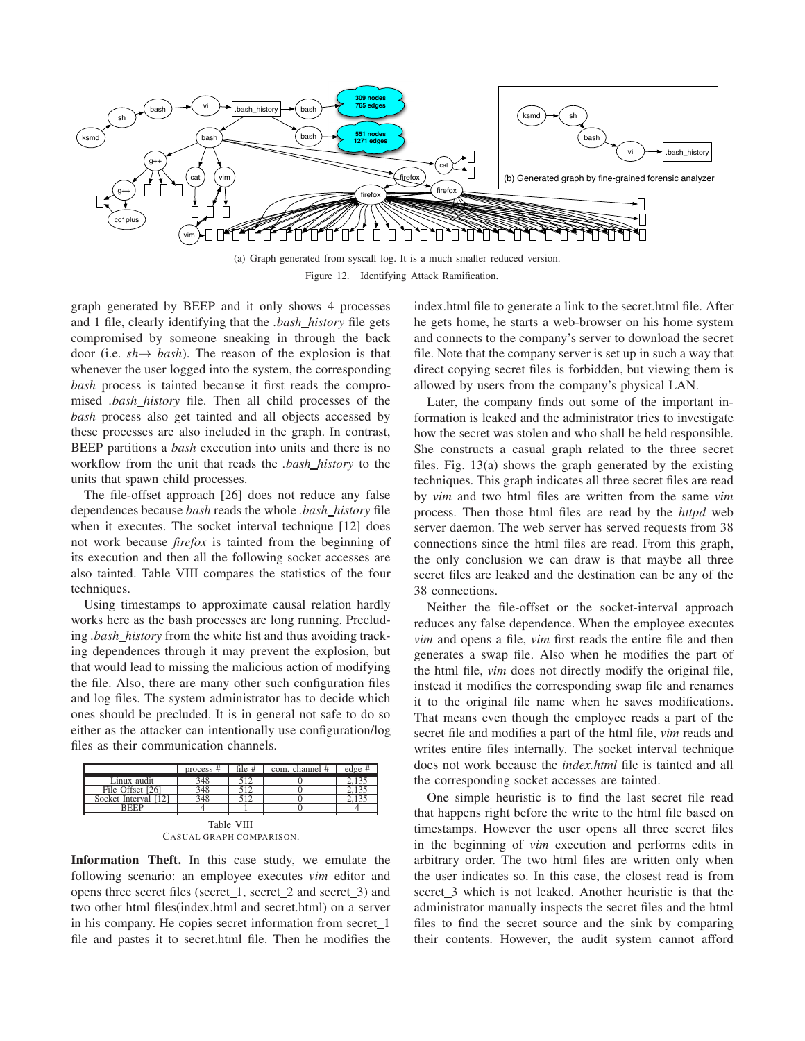309 nodes
765 edges

551 nodes
1271 edges

ksmd
sh
bash
vi
.bash_history
bash
bash
bash
g++
g++
cc1plus
cat
vim
vim
cat
firefox
firefox
firefox

(b) Generated graph by fine-grained forensic analyzer

(a) Graph generated from syscall log. It is a much smaller reduced version.

Figure 12. Identifying Attack Ramification.

graph generated by BEEP and it only shows 4 processes and 1 file, clearly identifying that the *.bash_history* file gets compromised by someone sneaking in through the back door (i.e. *sh*→ *bash*). The reason of the explosion is that whenever the user logged into the system, the corresponding *bash* process is tainted because it first reads the compromised *.bash_history* file. Then all child processes of the *bash* process also get tainted and all objects accessed by these processes are also included in the graph. In contrast, BEEP partitions a *bash* execution into units and there is no workflow from the unit that reads the *.bash_history* to the units that spawn child processes.

The file-offset approach [26] does not reduce any false dependences because *bash* reads the whole *.bash_history* file when it executes. The socket interval technique [12] does not work because *firefox* is tainted from the beginning of its execution and then all the following socket accesses are also tainted. Table VIII compares the statistics of the four techniques.

Using timestamps to approximate causal relation hardly works here as the bash processes are long running. Precluding *.bash_history* from the white list and thus avoiding tracking dependences through it may prevent the explosion, but that would lead to missing the malicious action of modifying the file. Also, there are many other such configuration files and log files. The system administrator has to decide which ones should be precluded. It is in general not safe to do so either as the attacker can intentionally use configuration/log files as their communication channels.

| | process # | file # | com. channel # | edge # |
|---|---|---|---|---|
| Linux audit | 348 | 512 | 0 | 2,135 |
| File Offset [26] | 348 | 512 | 0 | 2,135 |
| Socket Interval [12] | 348 | 512 | 0 | 2,135 |
| BEEP | 4 | 1 | 0 | 4 |

Table VIII
CASUAL GRAPH COMPARISON.

**Information Theft.** In this case study, we emulate the following scenario: an employee executes *vim* editor and opens three secret files (secret_1, secret_2 and secret_3) and two other html files(index.html and secret.html) on a server in his company. He copies secret information from secret_1 file and pastes it to secret.html file. Then he modifies the index.html file to generate a link to the secret.html file. After he gets home, he starts a web-browser on his home system and connects to the company's server to download the secret file. Note that the company server is set up in such a way that direct copying secret files is forbidden, but viewing them is allowed by users from the company's physical LAN.

Later, the company finds out some of the important information is leaked and the administrator tries to investigate how the secret was stolen and who shall be held responsible. She constructs a casual graph related to the three secret files. Fig. 13(a) shows the graph generated by the existing techniques. This graph indicates all three secret files are read by *vim* and two html files are written from the same *vim* process. Then those html files are read by the *httpd* web server daemon. The web server has served requests from 38 connections since the html files are read. From this graph, the only conclusion we can draw is that maybe all three secret files are leaked and the destination can be any of the 38 connections.

Neither the file-offset or the socket-interval approach reduces any false dependence. When the employee executes *vim* and opens a file, *vim* first reads the entire file and then generates a swap file. Also when he modifies the part of the html file, *vim* does not directly modify the original file, instead it modifies the corresponding swap file and renames it to the original file name when he saves modifications. That means even though the employee reads a part of the secret file and modifies a part of the html file, *vim* reads and writes entire files internally. The socket interval technique does not work because the *index.html* file is tainted and all the corresponding socket accesses are tainted.

One simple heuristic is to find the last secret file read that happens right before the write to the html file based on timestamps. However the user opens all three secret files in the beginning of *vim* execution and performs edits in arbitrary order. The two html files are written only when the user indicates so. In this case, the closest read is from secret_3 which is not leaked. Another heuristic is that the administrator manually inspects the secret files and the html files to find the secret source and the sink by comparing their contents. However, the audit system cannot afford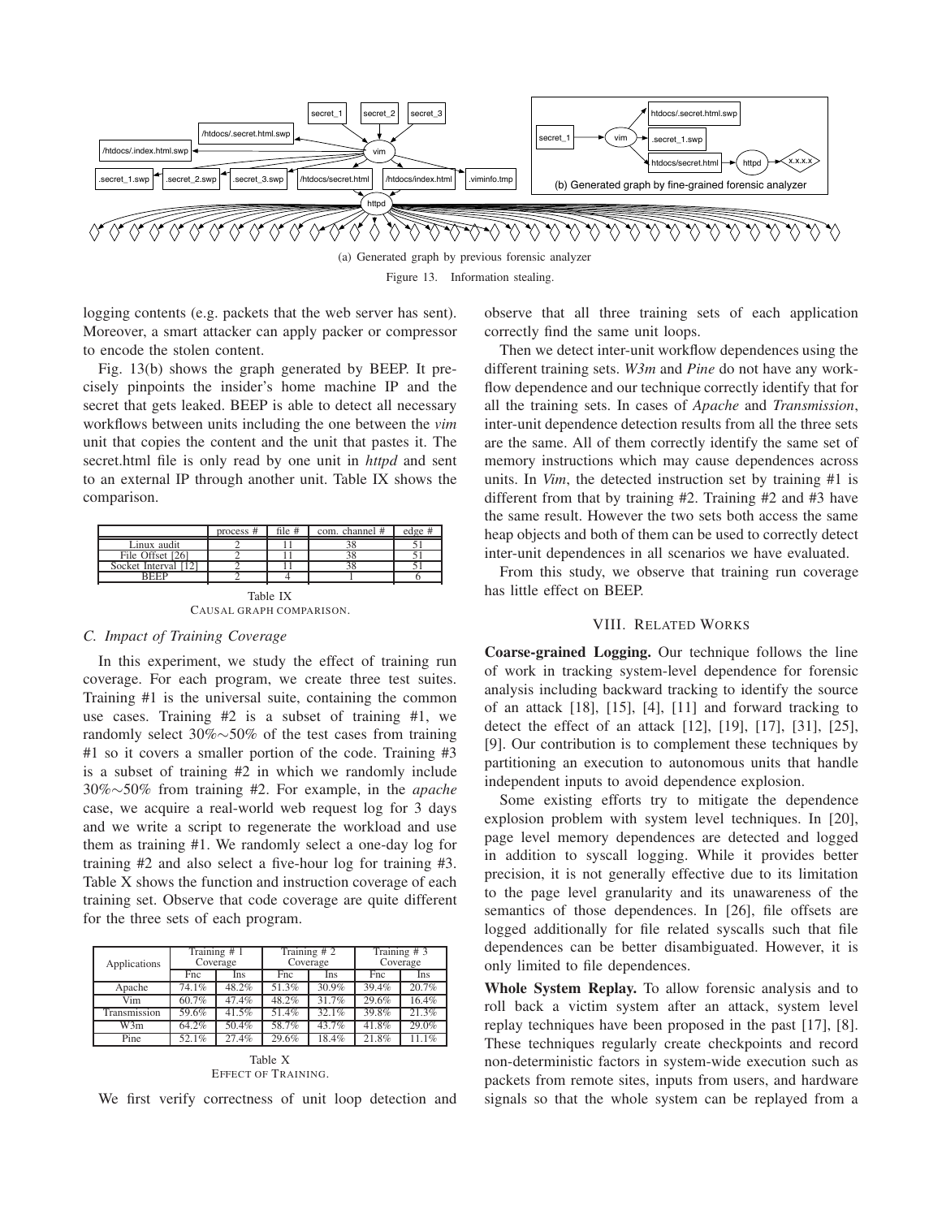secret_1

secret_2

secret_3

/htdocs/.secret.html.swp

/htdocs/.index.html.swp

vim

.secret_1.swp

.secret_2.swp

.secret_3.swp

/htdocs/secret.html

/htdocs/index.html

.viminfo.tmp

httpd

htdocs/.secret.html.swp

secret_1

vim

.secret_1.swp

htdocs/secret.html

httpd

x.x.x.x

(b) Generated graph by fine-grained forensic analyzer

(a) Generated graph by previous forensic analyzer

Figure 13. Information stealing.

logging contents (e.g. packets that the web server has sent). Moreover, a smart attacker can apply packer or compressor to encode the stolen content.

Fig. 13(b) shows the graph generated by BEEP. It precisely pinpoints the insider's home machine IP and the secret that gets leaked. BEEP is able to detect all necessary workflows between units including the one between the *vim* unit that copies the content and the unit that pastes it. The secret.html file is only read by one unit in *httpd* and sent to an external IP through another unit. Table IX shows the comparison.

| | process # | file # | com. channel # | edge # |
|---|---|---|---|---|
| Linux audit | 2 | 11 | 38 | 51 |
| File Offset [26] | 2 | 11 | 38 | 51 |
| Socket Interval [12] | 2 | 11 | 38 | 51 |
| BEEP | 2 | 4 | 1 | 6 |

Table IX
CAUSAL GRAPH COMPARISON.

### C. Impact of Training Coverage

In this experiment, we study the effect of training run coverage. For each program, we create three test suites. Training #1 is the universal suite, containing the common use cases. Training #2 is a subset of training #1, we randomly select 30%∼50% of the test cases from training #1 so it covers a smaller portion of the code. Training #3 is a subset of training #2 in which we randomly include 30%∼50% from training #2. For example, in the *apache* case, we acquire a real-world web request log for 3 days and we write a script to regenerate the workload and use them as training #1. We randomly select a one-day log for training #2 and also select a five-hour log for training #3. Table X shows the function and instruction coverage of each training set. Observe that code coverage are quite different for the three sets of each program.

| Applications | Training # 1 Coverage | | Training # 2 Coverage | | Training # 3 Coverage | |
|---|---|---|---|---|---|---|
| | Fnc | Ins | Fnc | Ins | Fnc | Ins |
| Apache | 74.1% | 48.2% | 51.3% | 30.9% | 39.4% | 20.7% |
| Vim | 60.7% | 47.4% | 48.2% | 31.7% | 29.6% | 16.4% |
| Transmission | 59.6% | 41.5% | 51.4% | 32.1% | 39.8% | 21.3% |
| W3m | 64.2% | 50.4% | 58.7% | 43.7% | 41.8% | 29.0% |
| Pine | 52.1% | 27.4% | 29.6% | 18.4% | 21.8% | 11.1% |

Table X
EFFECT OF TRAINING.

We first verify correctness of unit loop detection and observe that all three training sets of each application correctly find the same unit loops.

Then we detect inter-unit workflow dependences using the different training sets. *W3m* and *Pine* do not have any workflow dependence and our technique correctly identify that for all the training sets. In cases of *Apache* and *Transmission*, inter-unit dependence detection results from all the three sets are the same. All of them correctly identify the same set of memory instructions which may cause dependences across units. In *Vim*, the detected instruction set by training #1 is different from that by training #2. Training #2 and #3 have the same result. However the two sets both access the same heap objects and both of them can be used to correctly detect inter-unit dependences in all scenarios we have evaluated.

From this study, we observe that training run coverage has little effect on BEEP.

## VIII. RELATED WORKS

**Coarse-grained Logging.** Our technique follows the line of work in tracking system-level dependence for forensic analysis including backward tracking to identify the source of an attack [18], [15], [4], [11] and forward tracking to detect the effect of an attack [12], [19], [17], [31], [25], [9]. Our contribution is to complement these techniques by partitioning an execution to autonomous units that handle independent inputs to avoid dependence explosion.

Some existing efforts try to mitigate the dependence explosion problem with system level techniques. In [20], page level memory dependences are detected and logged in addition to syscall logging. While it provides better precision, it is not generally effective due to its limitation to the page level granularity and its unawareness of the semantics of those dependences. In [26], file offsets are logged additionally for file related syscalls such that file dependences can be better disambiguated. However, it is only limited to file dependences.

**Whole System Replay.** To allow forensic analysis and to roll back a victim system after an attack, system level replay techniques have been proposed in the past [17], [8]. These techniques regularly create checkpoints and record non-deterministic factors in system-wide execution such as packets from remote sites, inputs from users, and hardware signals so that the whole system can be replayed from a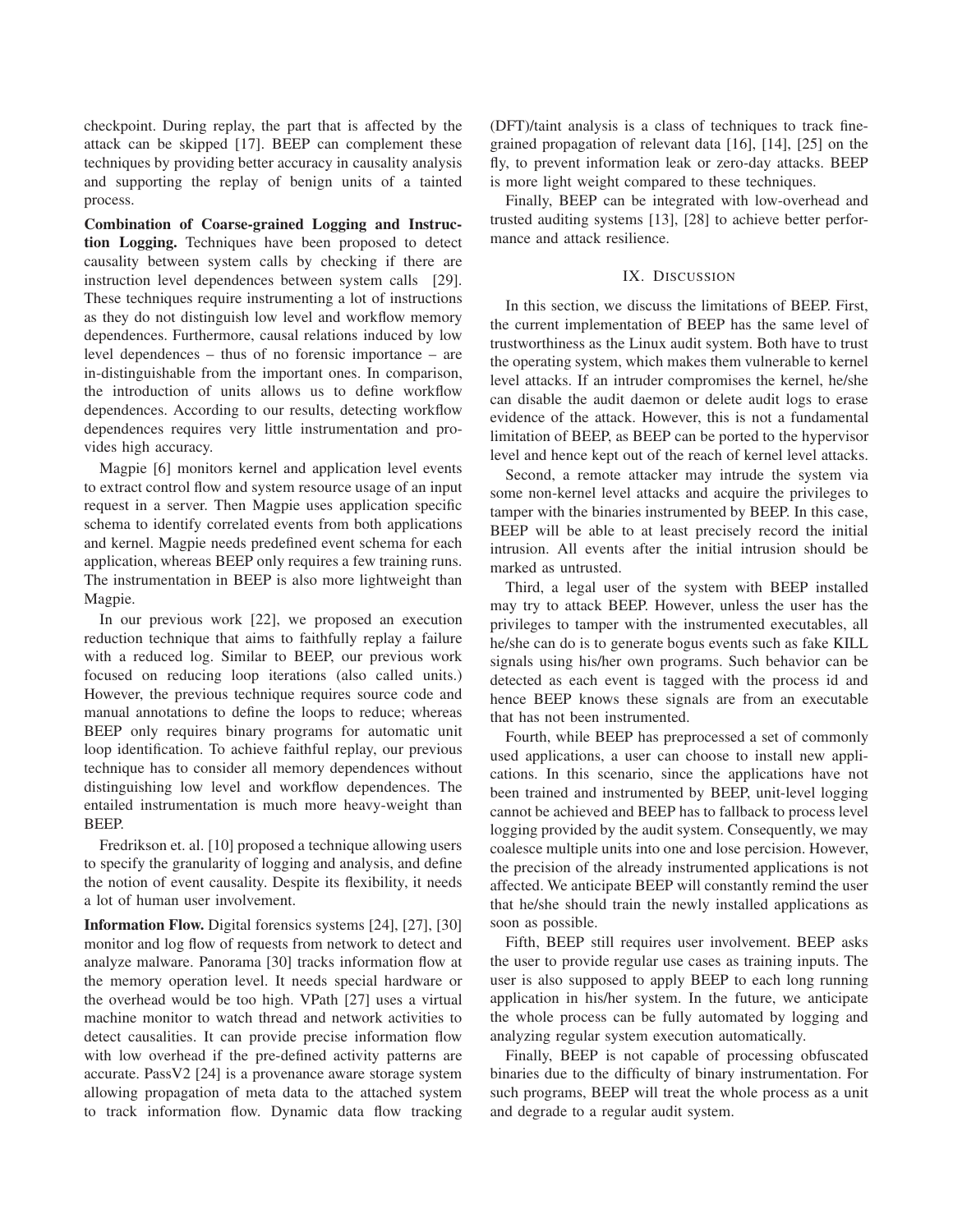checkpoint. During replay, the part that is affected by the attack can be skipped [17]. BEEP can complement these techniques by providing better accuracy in causality analysis and supporting the replay of benign units of a tainted process.

**Combination of Coarse-grained Logging and Instruction Logging.** Techniques have been proposed to detect causality between system calls by checking if there are instruction level dependences between system calls [29]. These techniques require instrumenting a lot of instructions as they do not distinguish low level and workflow memory dependences. Furthermore, causal relations induced by low level dependences – thus of no forensic importance – are in-distinguishable from the important ones. In comparison, the introduction of units allows us to define workflow dependences. According to our results, detecting workflow dependences requires very little instrumentation and provides high accuracy.

Magpie [6] monitors kernel and application level events to extract control flow and system resource usage of an input request in a server. Then Magpie uses application specific schema to identify correlated events from both applications and kernel. Magpie needs predefined event schema for each application, whereas BEEP only requires a few training runs. The instrumentation in BEEP is also more lightweight than Magpie.

In our previous work [22], we proposed an execution reduction technique that aims to faithfully replay a failure with a reduced log. Similar to BEEP, our previous work focused on reducing loop iterations (also called units.) However, the previous technique requires source code and manual annotations to define the loops to reduce; whereas BEEP only requires binary programs for automatic unit loop identification. To achieve faithful replay, our previous technique has to consider all memory dependences without distinguishing low level and workflow dependences. The entailed instrumentation is much more heavy-weight than BEEP.

Fredrikson et. al. [10] proposed a technique allowing users to specify the granularity of logging and analysis, and define the notion of event causality. Despite its flexibility, it needs a lot of human user involvement.

**Information Flow.** Digital forensics systems [24], [27], [30] monitor and log flow of requests from network to detect and analyze malware. Panorama [30] tracks information flow at the memory operation level. It needs special hardware or the overhead would be too high. VPath [27] uses a virtual machine monitor to watch thread and network activities to detect causalities. It can provide precise information flow with low overhead if the pre-defined activity patterns are accurate. PassV2 [24] is a provenance aware storage system allowing propagation of meta data to the attached system to track information flow. Dynamic data flow tracking (DFT)/taint analysis is a class of techniques to track fine-grained propagation of relevant data [16], [14], [25] on the fly, to prevent information leak or zero-day attacks. BEEP is more light weight compared to these techniques.

Finally, BEEP can be integrated with low-overhead and trusted auditing systems [13], [28] to achieve better performance and attack resilience.

## IX. Discussion

In this section, we discuss the limitations of BEEP. First, the current implementation of BEEP has the same level of trustworthiness as the Linux audit system. Both have to trust the operating system, which makes them vulnerable to kernel level attacks. If an intruder compromises the kernel, he/she can disable the audit daemon or delete audit logs to erase evidence of the attack. However, this is not a fundamental limitation of BEEP, as BEEP can be ported to the hypervisor level and hence kept out of the reach of kernel level attacks.

Second, a remote attacker may intrude the system via some non-kernel level attacks and acquire the privileges to tamper with the binaries instrumented by BEEP. In this case, BEEP will be able to at least precisely record the initial intrusion. All events after the initial intrusion should be marked as untrusted.

Third, a legal user of the system with BEEP installed may try to attack BEEP. However, unless the user has the privileges to tamper with the instrumented executables, all he/she can do is to generate bogus events such as fake KILL signals using his/her own programs. Such behavior can be detected as each event is tagged with the process id and hence BEEP knows these signals are from an executable that has not been instrumented.

Fourth, while BEEP has preprocessed a set of commonly used applications, a user can choose to install new applications. In this scenario, since the applications have not been trained and instrumented by BEEP, unit-level logging cannot be achieved and BEEP has to fallback to process level logging provided by the audit system. Consequently, we may coalesce multiple units into one and lose percision. However, the precision of the already instrumented applications is not affected. We anticipate BEEP will constantly remind the user that he/she should train the newly installed applications as soon as possible.

Fifth, BEEP still requires user involvement. BEEP asks the user to provide regular use cases as training inputs. The user is also supposed to apply BEEP to each long running application in his/her system. In the future, we anticipate the whole process can be fully automated by logging and analyzing regular system execution automatically.

Finally, BEEP is not capable of processing obfuscated binaries due to the difficulty of binary instrumentation. For such programs, BEEP will treat the whole process as a unit and degrade to a regular audit system.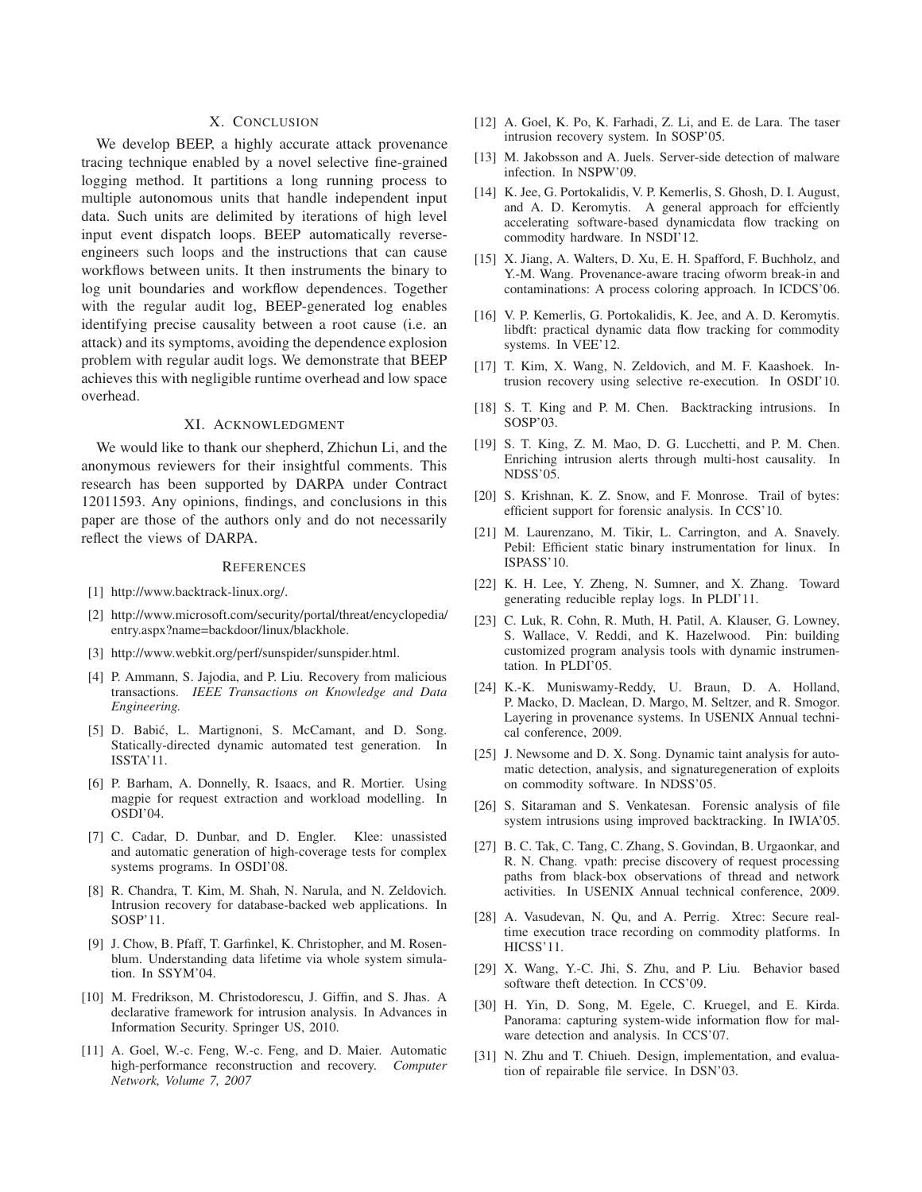## X. Conclusion

We develop BEEP, a highly accurate attack provenance tracing technique enabled by a novel selective fine-grained logging method. It partitions a long running process to multiple autonomous units that handle independent input data. Such units are delimited by iterations of high level input event dispatch loops. BEEP automatically reverse-engineers such loops and the instructions that can cause workflows between units. It then instruments the binary to log unit boundaries and workflow dependences. Together with the regular audit log, BEEP-generated log enables identifying precise causality between a root cause (i.e. an attack) and its symptoms, avoiding the dependence explosion problem with regular audit logs. We demonstrate that BEEP achieves this with negligible runtime overhead and low space overhead.

## XI. Acknowledgment

We would like to thank our shepherd, Zhichun Li, and the anonymous reviewers for their insightful comments. This research has been supported by DARPA under Contract 12011593. Any opinions, findings, and conclusions in this paper are those of the authors only and do not necessarily reflect the views of DARPA.

## References

[1] http://www.backtrack-linux.org/.

[2] http://www.microsoft.com/security/portal/threat/encyclopedia/entry.aspx?name=backdoor/linux/blackhole.

[3] http://www.webkit.org/perf/sunspider/sunspider.html.

[4] P. Ammann, S. Jajodia, and P. Liu. Recovery from malicious transactions. *IEEE Transactions on Knowledge and Data Engineering.*

[5] D. Babić, L. Martignoni, S. McCamant, and D. Song. Statically-directed dynamic automated test generation. In ISSTA'11.

[6] P. Barham, A. Donnelly, R. Isaacs, and R. Mortier. Using magpie for request extraction and workload modelling. In OSDI'04.

[7] C. Cadar, D. Dunbar, and D. Engler. Klee: unassisted and automatic generation of high-coverage tests for complex systems programs. In OSDI'08.

[8] R. Chandra, T. Kim, M. Shah, N. Narula, and N. Zeldovich. Intrusion recovery for database-backed web applications. In SOSP'11.

[9] J. Chow, B. Pfaff, T. Garfinkel, K. Christopher, and M. Rosenblum. Understanding data lifetime via whole system simulation. In SSYM'04.

[10] M. Fredrikson, M. Christodorescu, J. Giffin, and S. Jhas. A declarative framework for intrusion analysis. In Advances in Information Security. Springer US, 2010.

[11] A. Goel, W.-c. Feng, W.-c. Feng, and D. Maier. Automatic high-performance reconstruction and recovery. *Computer Network, Volume 7, 2007*

[12] A. Goel, K. Po, K. Farhadi, Z. Li, and E. de Lara. The taser intrusion recovery system. In SOSP'05.

[13] M. Jakobsson and A. Juels. Server-side detection of malware infection. In NSPW'09.

[14] K. Jee, G. Portokalidis, V. P. Kemerlis, S. Ghosh, D. I. August, and A. D. Keromytis. A general approach for effciently accelerating software-based dynamicdata flow tracking on commodity hardware. In NSDI'12.

[15] X. Jiang, A. Walters, D. Xu, E. H. Spafford, F. Buchholz, and Y.-M. Wang. Provenance-aware tracing ofworm break-in and contaminations: A process coloring approach. In ICDCS'06.

[16] V. P. Kemerlis, G. Portokalidis, K. Jee, and A. D. Keromytis. libdft: practical dynamic data flow tracking for commodity systems. In VEE'12.

[17] T. Kim, X. Wang, N. Zeldovich, and M. F. Kaashoek. Intrusion recovery using selective re-execution. In OSDI'10.

[18] S. T. King and P. M. Chen. Backtracking intrusions. In SOSP'03.

[19] S. T. King, Z. M. Mao, D. G. Lucchetti, and P. M. Chen. Enriching intrusion alerts through multi-host causality. In NDSS'05.

[20] S. Krishnan, K. Z. Snow, and F. Monrose. Trail of bytes: efficient support for forensic analysis. In CCS'10.

[21] M. Laurenzano, M. Tikir, L. Carrington, and A. Snavely. Pebil: Efficient static binary instrumentation for linux. In ISPASS'10.

[22] K. H. Lee, Y. Zheng, N. Sumner, and X. Zhang. Toward generating reducible replay logs. In PLDI'11.

[23] C. Luk, R. Cohn, R. Muth, H. Patil, A. Klauser, G. Lowney, S. Wallace, V. Reddi, and K. Hazelwood. Pin: building customized program analysis tools with dynamic instrumentation. In PLDI'05.

[24] K.-K. Muniswamy-Reddy, U. Braun, D. A. Holland, P. Macko, D. Maclean, D. Margo, M. Seltzer, and R. Smogor. Layering in provenance systems. In USENIX Annual technical conference, 2009.

[25] J. Newsome and D. X. Song. Dynamic taint analysis for automatic detection, analysis, and signaturegeneration of exploits on commodity software. In NDSS'05.

[26] S. Sitaraman and S. Venkatesan. Forensic analysis of file system intrusions using improved backtracking. In IWIA'05.

[27] B. C. Tak, C. Tang, C. Zhang, S. Govindan, B. Urgaonkar, and R. N. Chang. vpath: precise discovery of request processing paths from black-box observations of thread and network activities. In USENIX Annual technical conference, 2009.

[28] A. Vasudevan, N. Qu, and A. Perrig. Xtrec: Secure real-time execution trace recording on commodity platforms. In HICSS'11.

[29] X. Wang, Y.-C. Jhi, S. Zhu, and P. Liu. Behavior based software theft detection. In CCS'09.

[30] H. Yin, D. Song, M. Egele, C. Kruegel, and E. Kirda. Panorama: capturing system-wide information flow for malware detection and analysis. In CCS'07.

[31] N. Zhu and T. Chiueh. Design, implementation, and evaluation of repairable file service. In DSN'03.